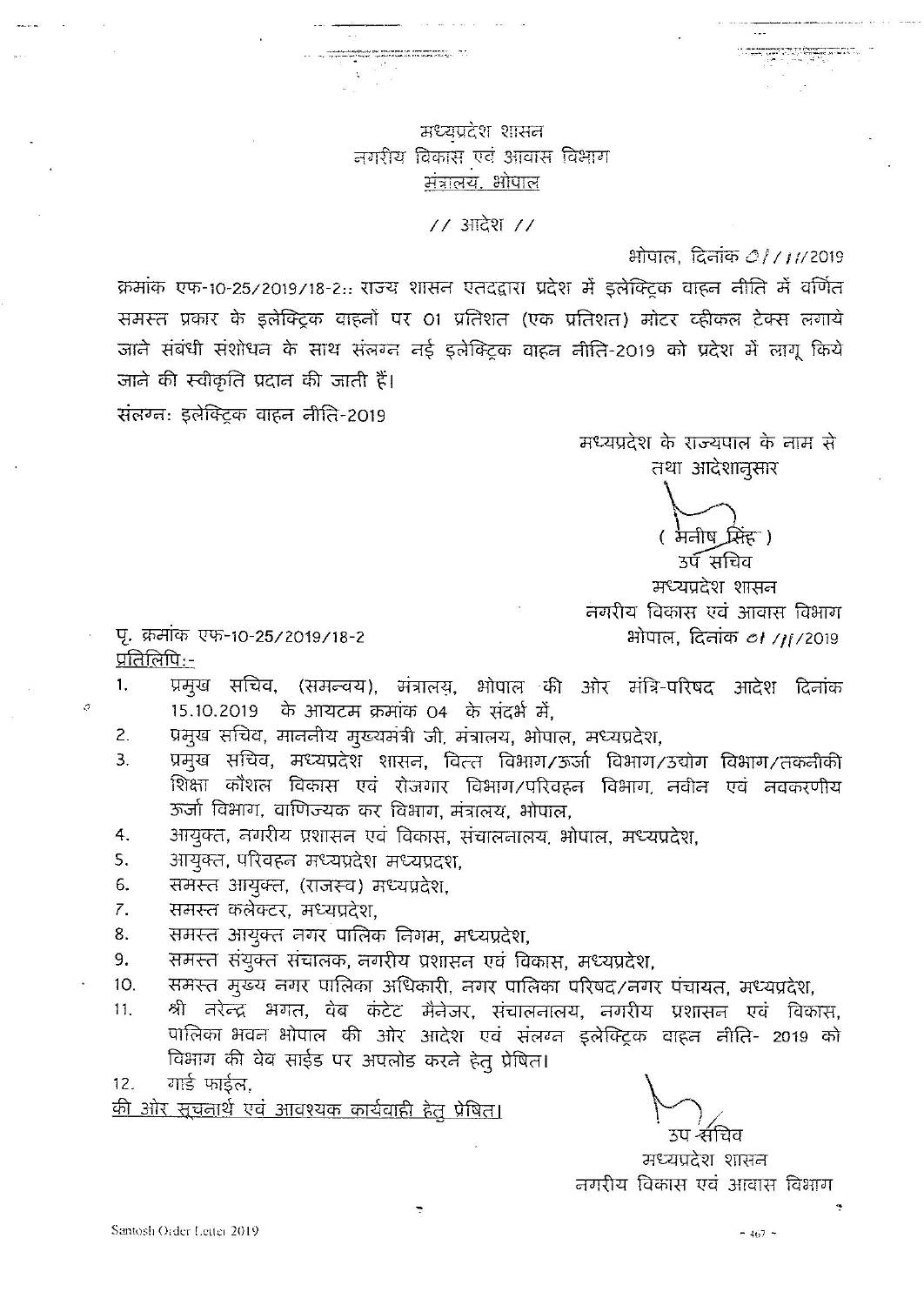मध्यप्रदेश शासन
नगरीय विकास एवं आवास विभाग
<u>मंत्रालय, भोपाल</u>

// आदेश //

भोपाल, दिनांक 01/11/2019

क्रमांक एफ-10-25/2019/18-2:: राज्य शासन एतदद्वारा प्रदेश में इलेक्ट्रिक वाहन नीति में वर्णित समस्त प्रकार के इलेक्ट्रिक वाहनों पर 01 प्रतिशत (एक प्रतिशत) मोटर व्हीकल टेक्स लगाये जाने संबंधी संशोधन के साथ संलग्न नई इलेक्ट्रिक वाहन नीति-2019 को प्रदेश में लागू किये जाने की स्वीकृति प्रदान की जाती हैं।

संलग्नः इलेक्ट्रिक वाहन नीति-2019

मध्यप्रदेश के राज्यपाल के नाम से
तथा आदेशानुसार

( मनीष सिंह )
उप सचिव
मध्यप्रदेश शासन
नगरीय विकास एवं आवास विभाग

पृ. क्रमांक एफ-10-25/2019/18-2
भोपाल, दिनांक 01/11/2019

<u>प्रतिलिपिः-</u>

1. प्रमुख सचिव, (समन्वय), मंत्रालय, भोपाल की ओर मंत्रि-परिषद आदेश दिनांक 15.10.2019 के आयटम क्रमांक 04 के संदर्भ में,
2. प्रमुख सचिव, माननीय मुख्यमंत्री जी, मंत्रालय, भोपाल, मध्यप्रदेश,
3. प्रमुख सचिव, मध्यप्रदेश शासन, वित्त विभाग/ऊर्जा विभाग/उद्योग विभाग/तकनीकी शिक्षा कौशल विकास एवं रोजगार विभाग/परिवहन विभाग, नवीन एवं नवकरणीय ऊर्जा विभाग, वाणिज्यक कर विभाग, मंत्रालय, भोपाल,
4. आयुक्त, नगरीय प्रशासन एवं विकास, संचालनालय, भोपाल, मध्यप्रदेश,
5. आयुक्त, परिवहन मध्यप्रदेश मध्यप्रदश,
6. समस्त आयुक्त, (राजस्व) मध्यप्रदेश,
7. समस्त कलेक्टर, मध्यप्रदेश,
8. समस्त आयुक्त नगर पालिक निगम, मध्यप्रदेश,
9. समस्त संयुक्त संचालक, नगरीय प्रशासन एवं विकास, मध्यप्रदेश,
10. समस्त मुख्य नगर पालिका अधिकारी, नगर पालिका परिषद/नगर पंचायत, मध्यप्रदेश,
11. श्री नरेन्द्र भगत, वेब कंटेट मैनेजर, संचालनालय, नगरीय प्रशासन एवं विकास, पालिका भवन भोपाल की ओर आदेश एवं संलग्न इलेक्ट्रिक वाहन नीति- 2019 को विभाग की वेब साईड पर अपलोड करने हेतु प्रेषित।
12. गार्ड फाईल,

<u>की ओर सूचनार्थ एवं आवश्यक कार्यवाही हेतु प्रेषित।</u>

उप सचिव
मध्यप्रदेश शासन
नगरीय विकास एवं आवास विभाग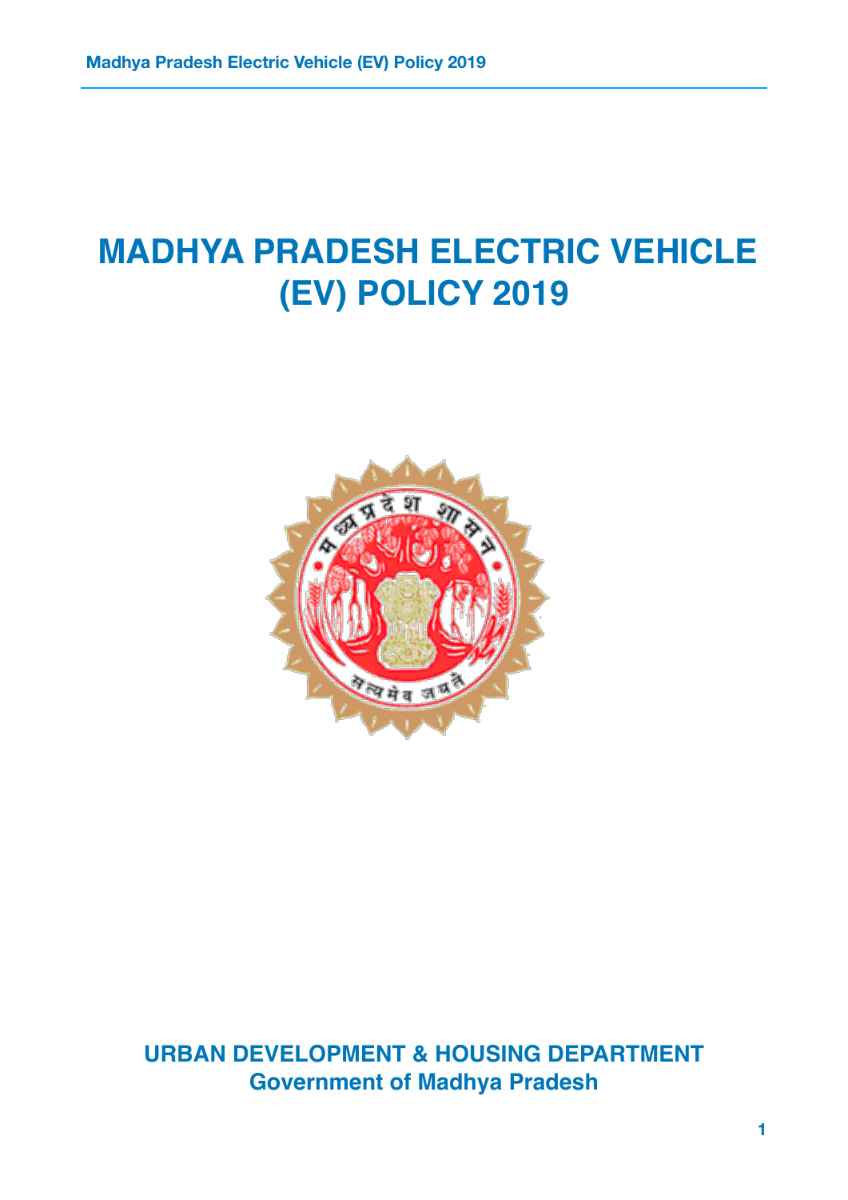# MADHYA PRADESH ELECTRIC VEHICLE (EV) POLICY 2019

**URBAN DEVELOPMENT & HOUSING DEPARTMENT**
**Government of Madhya Pradesh**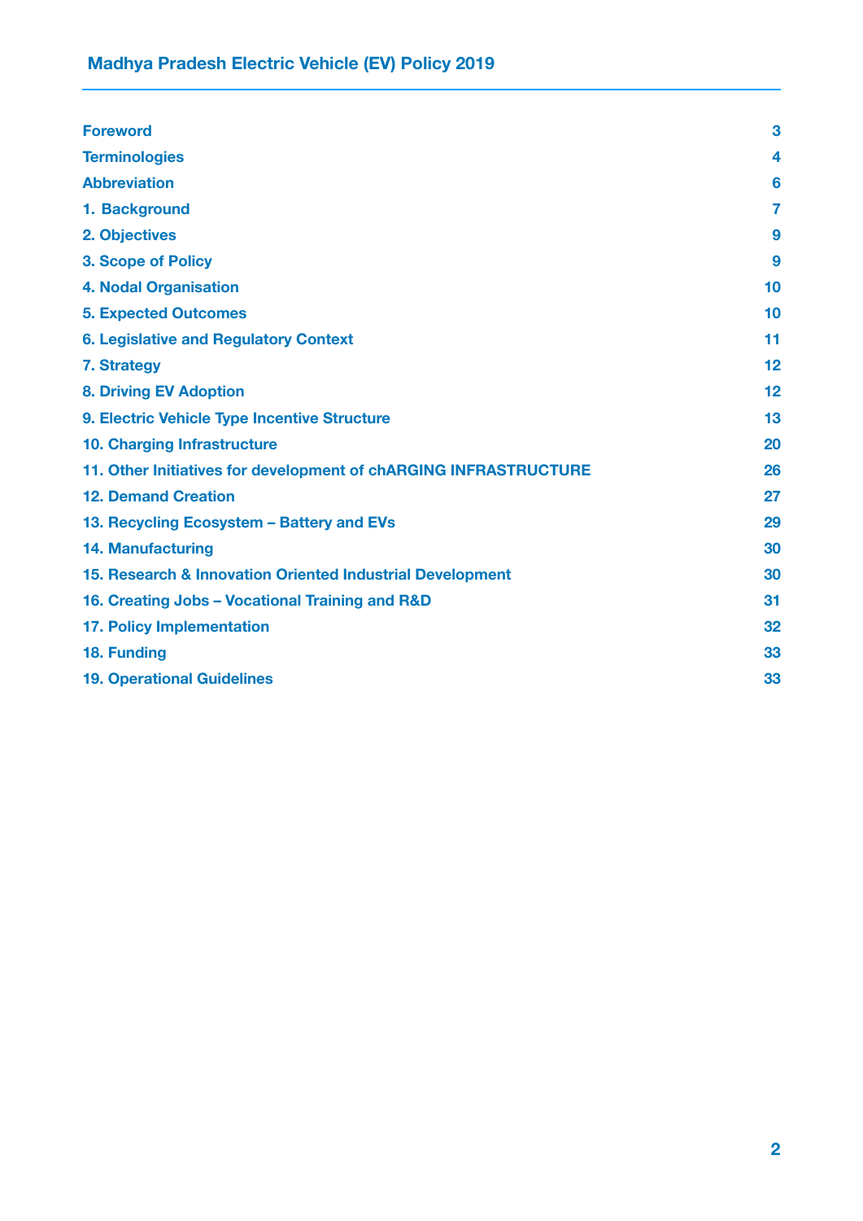| | |
|---|---|
| **Foreword** | **3** |
| **Terminologies** | **4** |
| **Abbreviation** | **6** |
| **1. Background** | **7** |
| **2. Objectives** | **9** |
| **3. Scope of Policy** | **9** |
| **4. Nodal Organisation** | **10** |
| **5. Expected Outcomes** | **10** |
| **6. Legislative and Regulatory Context** | **11** |
| **7. Strategy** | **12** |
| **8. Driving EV Adoption** | **12** |
| **9. Electric Vehicle Type Incentive Structure** | **13** |
| **10. Charging Infrastructure** | **20** |
| **11. Other Initiatives for development of chARGING INFRASTRUCTURE** | **26** |
| **12. Demand Creation** | **27** |
| **13. Recycling Ecosystem – Battery and EVs** | **29** |
| **14. Manufacturing** | **30** |
| **15. Research & Innovation Oriented Industrial Development** | **30** |
| **16. Creating Jobs – Vocational Training and R&D** | **31** |
| **17. Policy Implementation** | **32** |
| **18. Funding** | **33** |
| **19. Operational Guidelines** | **33** |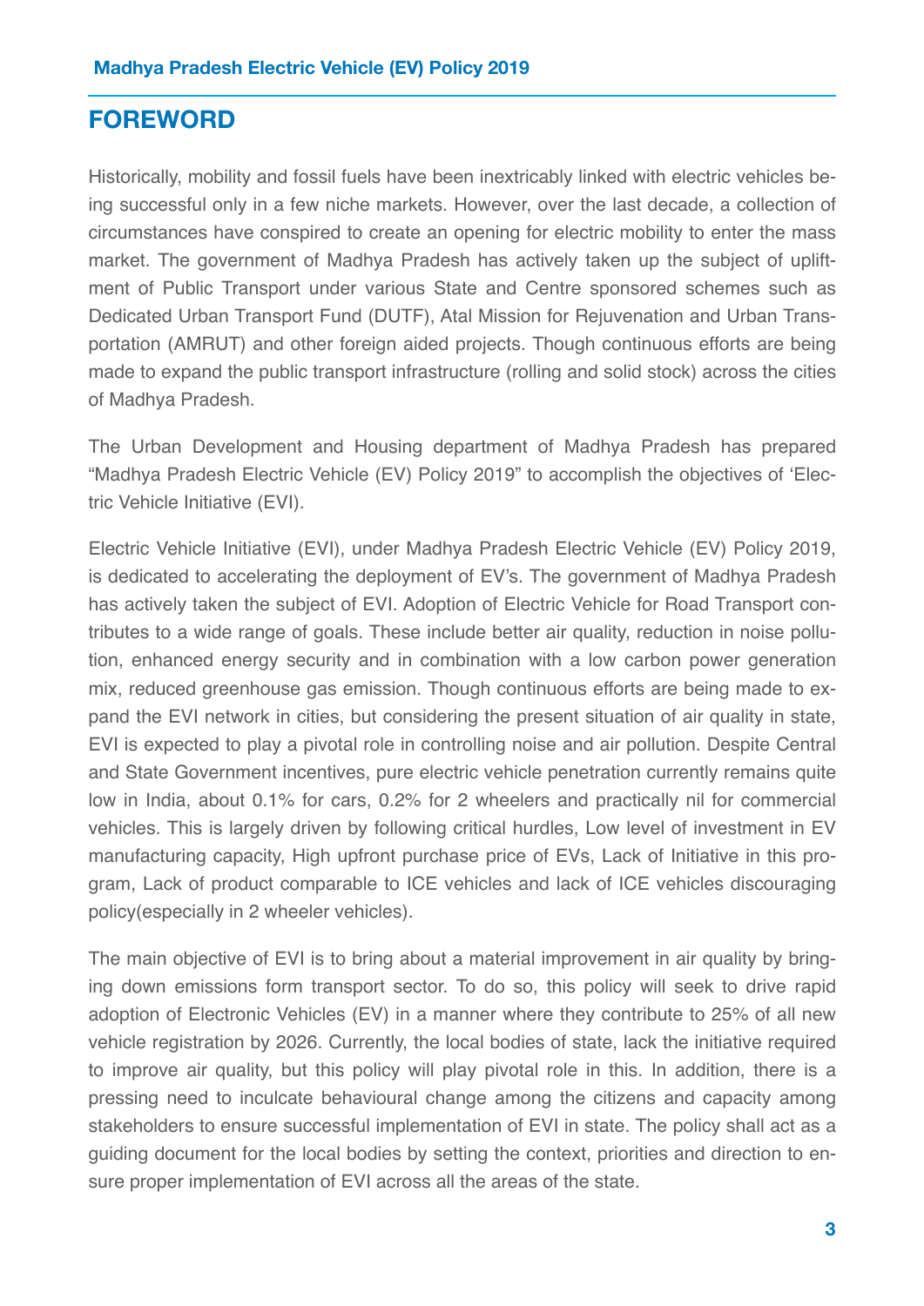# FOREWORD

Historically, mobility and fossil fuels have been inextricably linked with electric vehicles being successful only in a few niche markets. However, over the last decade, a collection of circumstances have conspired to create an opening for electric mobility to enter the mass market. The government of Madhya Pradesh has actively taken up the subject of upliftment of Public Transport under various State and Centre sponsored schemes such as Dedicated Urban Transport Fund (DUTF), Atal Mission for Rejuvenation and Urban Transportation (AMRUT) and other foreign aided projects. Though continuous efforts are being made to expand the public transport infrastructure (rolling and solid stock) across the cities of Madhya Pradesh.

The Urban Development and Housing department of Madhya Pradesh has prepared "Madhya Pradesh Electric Vehicle (EV) Policy 2019" to accomplish the objectives of 'Electric Vehicle Initiative (EVI).

Electric Vehicle Initiative (EVI), under Madhya Pradesh Electric Vehicle (EV) Policy 2019, is dedicated to accelerating the deployment of EV's. The government of Madhya Pradesh has actively taken the subject of EVI. Adoption of Electric Vehicle for Road Transport contributes to a wide range of goals. These include better air quality, reduction in noise pollution, enhanced energy security and in combination with a low carbon power generation mix, reduced greenhouse gas emission. Though continuous efforts are being made to expand the EVI network in cities, but considering the present situation of air quality in state, EVI is expected to play a pivotal role in controlling noise and air pollution. Despite Central and State Government incentives, pure electric vehicle penetration currently remains quite low in India, about 0.1% for cars, 0.2% for 2 wheelers and practically nil for commercial vehicles. This is largely driven by following critical hurdles, Low level of investment in EV manufacturing capacity, High upfront purchase price of EVs, Lack of Initiative in this program, Lack of product comparable to ICE vehicles and lack of ICE vehicles discouraging policy(especially in 2 wheeler vehicles).

The main objective of EVI is to bring about a material improvement in air quality by bringing down emissions form transport sector. To do so, this policy will seek to drive rapid adoption of Electronic Vehicles (EV) in a manner where they contribute to 25% of all new vehicle registration by 2026. Currently, the local bodies of state, lack the initiative required to improve air quality, but this policy will play pivotal role in this. In addition, there is a pressing need to inculcate behavioural change among the citizens and capacity among stakeholders to ensure successful implementation of EVI in state. The policy shall act as a guiding document for the local bodies by setting the context, priorities and direction to ensure proper implementation of EVI across all the areas of the state.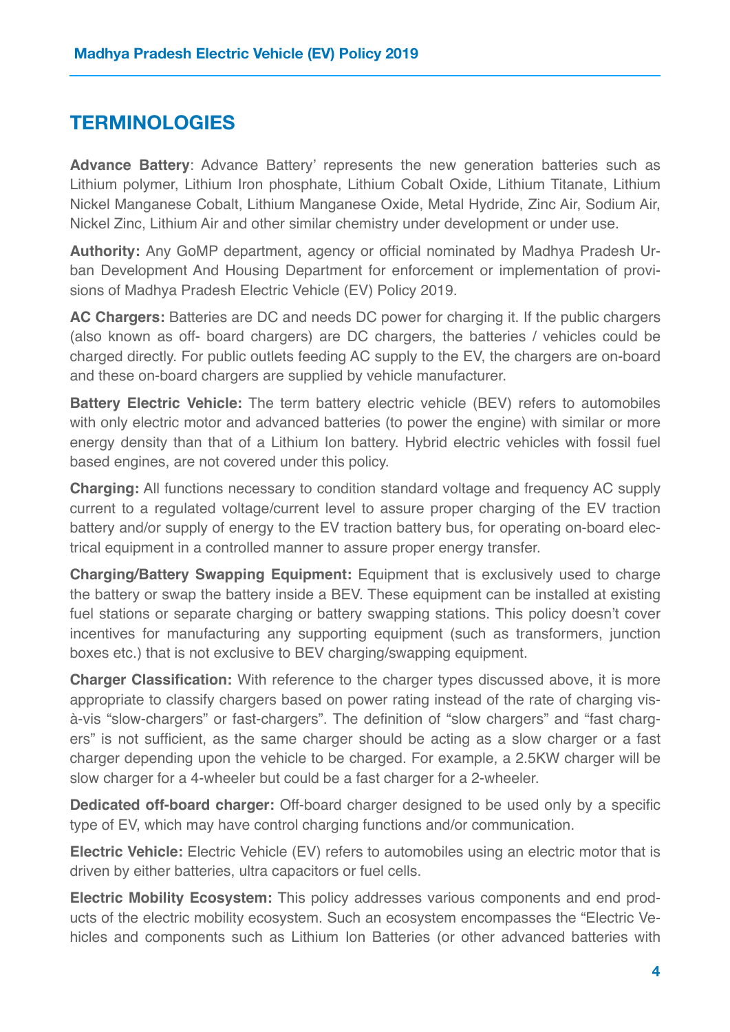## TERMINOLOGIES

**Advance Battery**: Advance Battery' represents the new generation batteries such as Lithium polymer, Lithium Iron phosphate, Lithium Cobalt Oxide, Lithium Titanate, Lithium Nickel Manganese Cobalt, Lithium Manganese Oxide, Metal Hydride, Zinc Air, Sodium Air, Nickel Zinc, Lithium Air and other similar chemistry under development or under use.

**Authority:** Any GoMP department, agency or official nominated by Madhya Pradesh Urban Development And Housing Department for enforcement or implementation of provisions of Madhya Pradesh Electric Vehicle (EV) Policy 2019.

**AC Chargers:** Batteries are DC and needs DC power for charging it. If the public chargers (also known as off- board chargers) are DC chargers, the batteries / vehicles could be charged directly. For public outlets feeding AC supply to the EV, the chargers are on-board and these on-board chargers are supplied by vehicle manufacturer.

**Battery Electric Vehicle:** The term battery electric vehicle (BEV) refers to automobiles with only electric motor and advanced batteries (to power the engine) with similar or more energy density than that of a Lithium Ion battery. Hybrid electric vehicles with fossil fuel based engines, are not covered under this policy.

**Charging:** All functions necessary to condition standard voltage and frequency AC supply current to a regulated voltage/current level to assure proper charging of the EV traction battery and/or supply of energy to the EV traction battery bus, for operating on-board electrical equipment in a controlled manner to assure proper energy transfer.

**Charging/Battery Swapping Equipment:** Equipment that is exclusively used to charge the battery or swap the battery inside a BEV. These equipment can be installed at existing fuel stations or separate charging or battery swapping stations. This policy doesn't cover incentives for manufacturing any supporting equipment (such as transformers, junction boxes etc.) that is not exclusive to BEV charging/swapping equipment.

**Charger Classification:** With reference to the charger types discussed above, it is more appropriate to classify chargers based on power rating instead of the rate of charging vis-à-vis "slow-chargers" or fast-chargers". The definition of "slow chargers" and "fast chargers" is not sufficient, as the same charger should be acting as a slow charger or a fast charger depending upon the vehicle to be charged. For example, a 2.5KW charger will be slow charger for a 4-wheeler but could be a fast charger for a 2-wheeler.

**Dedicated off-board charger:** Off-board charger designed to be used only by a specific type of EV, which may have control charging functions and/or communication.

**Electric Vehicle:** Electric Vehicle (EV) refers to automobiles using an electric motor that is driven by either batteries, ultra capacitors or fuel cells.

**Electric Mobility Ecosystem:** This policy addresses various components and end products of the electric mobility ecosystem. Such an ecosystem encompasses the "Electric Vehicles and components such as Lithium Ion Batteries (or other advanced batteries with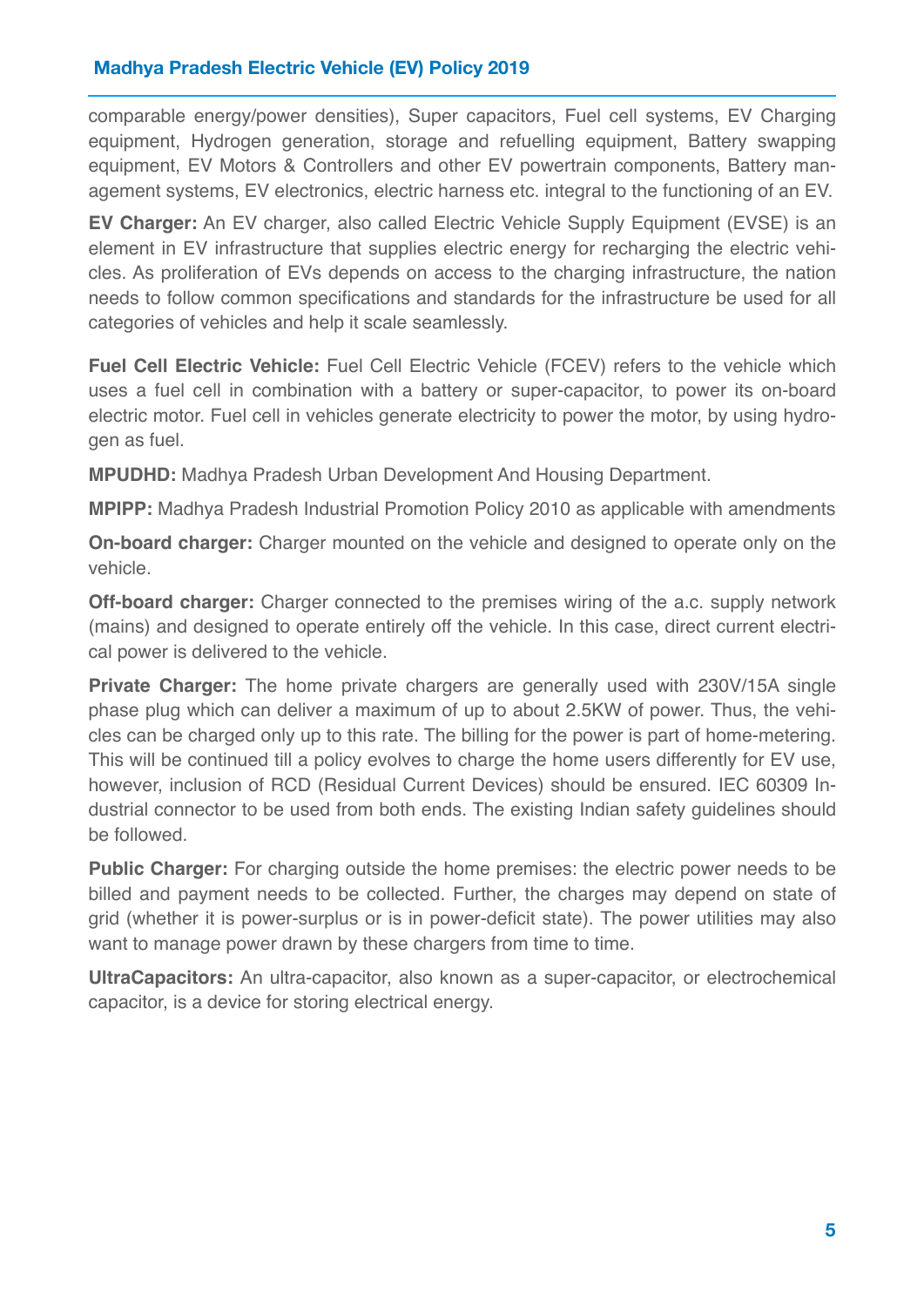comparable energy/power densities), Super capacitors, Fuel cell systems, EV Charging equipment, Hydrogen generation, storage and refuelling equipment, Battery swapping equipment, EV Motors & Controllers and other EV powertrain components, Battery management systems, EV electronics, electric harness etc. integral to the functioning of an EV.

**EV Charger:** An EV charger, also called Electric Vehicle Supply Equipment (EVSE) is an element in EV infrastructure that supplies electric energy for recharging the electric vehicles. As proliferation of EVs depends on access to the charging infrastructure, the nation needs to follow common specifications and standards for the infrastructure be used for all categories of vehicles and help it scale seamlessly.

**Fuel Cell Electric Vehicle:** Fuel Cell Electric Vehicle (FCEV) refers to the vehicle which uses a fuel cell in combination with a battery or super-capacitor, to power its on-board electric motor. Fuel cell in vehicles generate electricity to power the motor, by using hydrogen as fuel.

**MPUDHD:** Madhya Pradesh Urban Development And Housing Department.

**MPIPP:** Madhya Pradesh Industrial Promotion Policy 2010 as applicable with amendments

**On-board charger:** Charger mounted on the vehicle and designed to operate only on the vehicle.

**Off-board charger:** Charger connected to the premises wiring of the a.c. supply network (mains) and designed to operate entirely off the vehicle. In this case, direct current electrical power is delivered to the vehicle.

**Private Charger:** The home private chargers are generally used with 230V/15A single phase plug which can deliver a maximum of up to about 2.5KW of power. Thus, the vehicles can be charged only up to this rate. The billing for the power is part of home-metering. This will be continued till a policy evolves to charge the home users differently for EV use, however, inclusion of RCD (Residual Current Devices) should be ensured. IEC 60309 Industrial connector to be used from both ends. The existing Indian safety guidelines should be followed.

**Public Charger:** For charging outside the home premises: the electric power needs to be billed and payment needs to be collected. Further, the charges may depend on state of grid (whether it is power-surplus or is in power-deficit state). The power utilities may also want to manage power drawn by these chargers from time to time.

**UltraCapacitors:** An ultra-capacitor, also known as a super-capacitor, or electrochemical capacitor, is a device for storing electrical energy.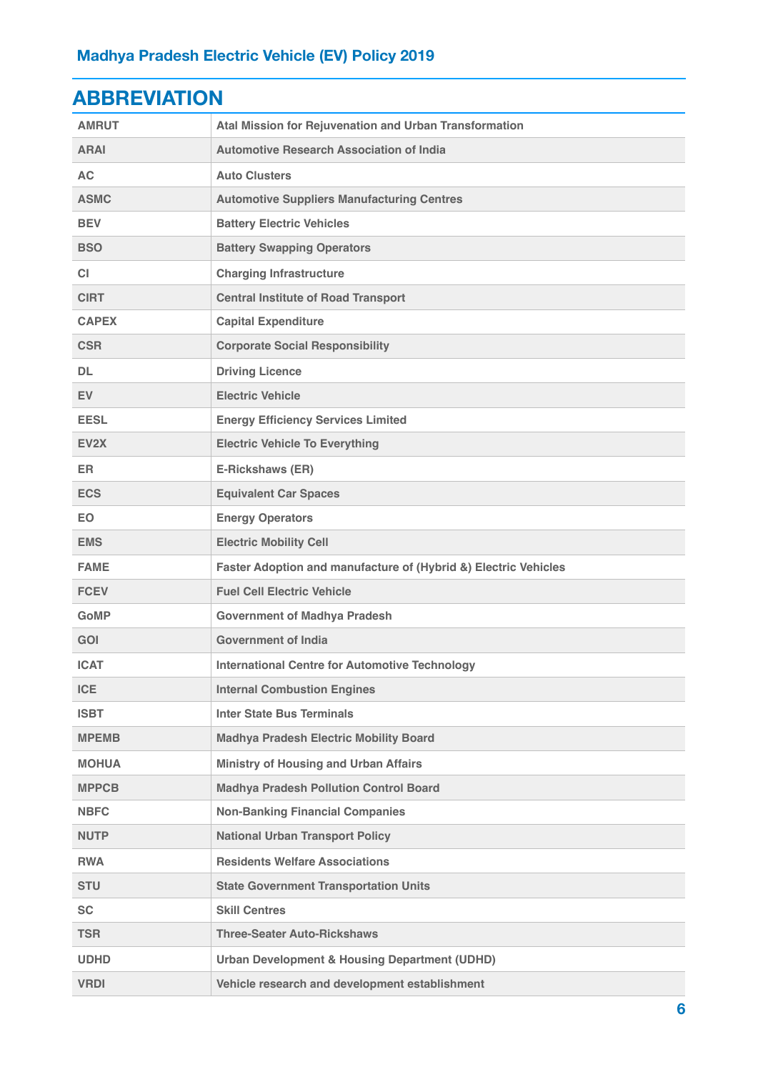# ABBREVIATION

| | |
|---|---|
| AMRUT | Atal Mission for Rejuvenation and Urban Transformation |
| ARAI | Automotive Research Association of India |
| AC | Auto Clusters |
| ASMC | Automotive Suppliers Manufacturing Centres |
| BEV | Battery Electric Vehicles |
| BSO | Battery Swapping Operators |
| CI | Charging Infrastructure |
| CIRT | Central Institute of Road Transport |
| CAPEX | Capital Expenditure |
| CSR | Corporate Social Responsibility |
| DL | Driving Licence |
| EV | Electric Vehicle |
| EESL | Energy Efficiency Services Limited |
| EV2X | Electric Vehicle To Everything |
| ER | E-Rickshaws (ER) |
| ECS | Equivalent Car Spaces |
| EO | Energy Operators |
| EMS | Electric Mobility Cell |
| FAME | Faster Adoption and manufacture of (Hybrid &) Electric Vehicles |
| FCEV | Fuel Cell Electric Vehicle |
| GoMP | Government of Madhya Pradesh |
| GOI | Government of India |
| ICAT | International Centre for Automotive Technology |
| ICE | Internal Combustion Engines |
| ISBT | Inter State Bus Terminals |
| MPEMB | Madhya Pradesh Electric Mobility Board |
| MOHUA | Ministry of Housing and Urban Affairs |
| MPPCB | Madhya Pradesh Pollution Control Board |
| NBFC | Non-Banking Financial Companies |
| NUTP | National Urban Transport Policy |
| RWA | Residents Welfare Associations |
| STU | State Government Transportation Units |
| SC | Skill Centres |
| TSR | Three-Seater Auto-Rickshaws |
| UDHD | Urban Development & Housing Department (UDHD) |
| VRDI | Vehicle research and development establishment |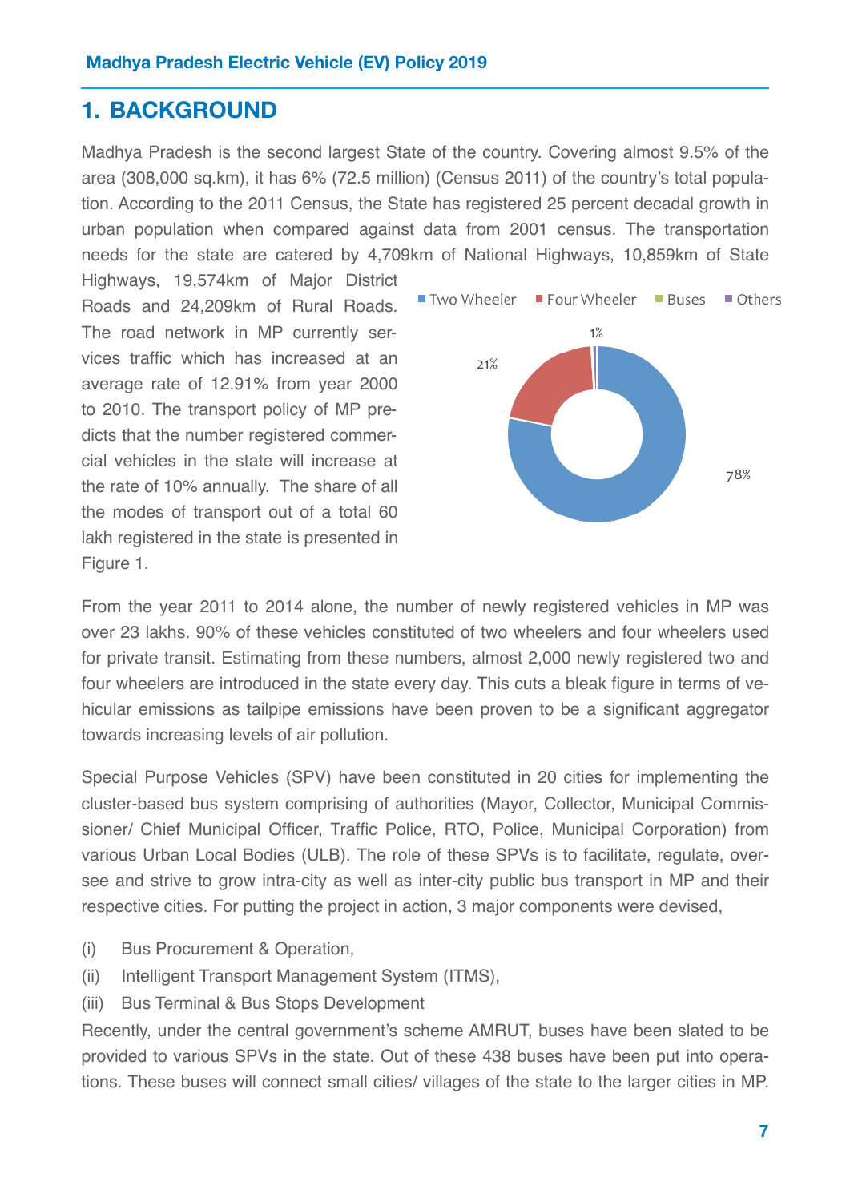# 1. BACKGROUND

Madhya Pradesh is the second largest State of the country. Covering almost 9.5% of the area (308,000 sq.km), it has 6% (72.5 million) (Census 2011) of the country's total population. According to the 2011 Census, the State has registered 25 percent decadal growth in urban population when compared against data from 2001 census. The transportation needs for the state are catered by 4,709km of National Highways, 10,859km of State Highways, 19,574km of Major District Roads and 24,209km of Rural Roads. The road network in MP currently services traffic which has increased at an average rate of 12.91% from year 2000 to 2010. The transport policy of MP predicts that the number registered commercial vehicles in the state will increase at the rate of 10% annually. The share of all the modes of transport out of a total 60 lakh registered in the state is presented in Figure 1.

From the year 2011 to 2014 alone, the number of newly registered vehicles in MP was over 23 lakhs. 90% of these vehicles constituted of two wheelers and four wheelers used for private transit. Estimating from these numbers, almost 2,000 newly registered two and four wheelers are introduced in the state every day. This cuts a bleak figure in terms of vehicular emissions as tailpipe emissions have been proven to be a significant aggregator towards increasing levels of air pollution.

Special Purpose Vehicles (SPV) have been constituted in 20 cities for implementing the cluster-based bus system comprising of authorities (Mayor, Collector, Municipal Commissioner/ Chief Municipal Officer, Traffic Police, RTO, Police, Municipal Corporation) from various Urban Local Bodies (ULB). The role of these SPVs is to facilitate, regulate, oversee and strive to grow intra-city as well as inter-city public bus transport in MP and their respective cities. For putting the project in action, 3 major components were devised,

(i) Bus Procurement & Operation,

(ii) Intelligent Transport Management System (ITMS),

(iii) Bus Terminal & Bus Stops Development

Recently, under the central government's scheme AMRUT, buses have been slated to be provided to various SPVs in the state. Out of these 438 buses have been put into operations. These buses will connect small cities/ villages of the state to the larger cities in MP.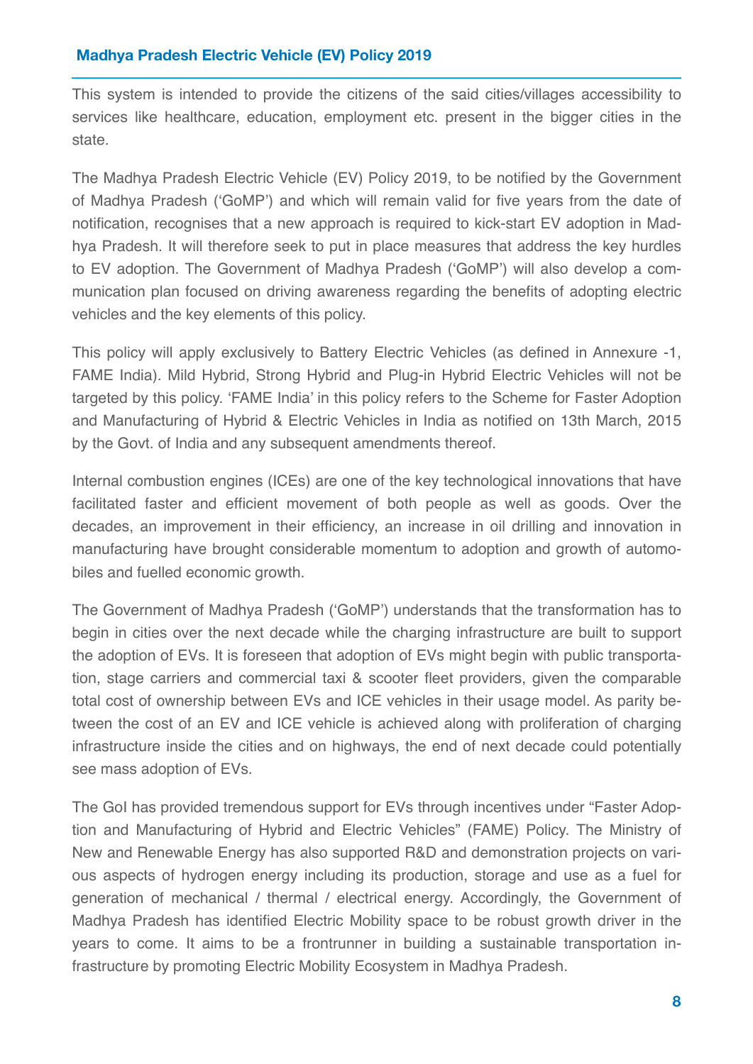This system is intended to provide the citizens of the said cities/villages accessibility to services like healthcare, education, employment etc. present in the bigger cities in the state.

The Madhya Pradesh Electric Vehicle (EV) Policy 2019, to be notified by the Government of Madhya Pradesh ('GoMP') and which will remain valid for five years from the date of notification, recognises that a new approach is required to kick-start EV adoption in Madhya Pradesh. It will therefore seek to put in place measures that address the key hurdles to EV adoption. The Government of Madhya Pradesh ('GoMP') will also develop a communication plan focused on driving awareness regarding the benefits of adopting electric vehicles and the key elements of this policy.

This policy will apply exclusively to Battery Electric Vehicles (as defined in Annexure -1, FAME India). Mild Hybrid, Strong Hybrid and Plug-in Hybrid Electric Vehicles will not be targeted by this policy. 'FAME India' in this policy refers to the Scheme for Faster Adoption and Manufacturing of Hybrid & Electric Vehicles in India as notified on 13th March, 2015 by the Govt. of India and any subsequent amendments thereof.

Internal combustion engines (ICEs) are one of the key technological innovations that have facilitated faster and efficient movement of both people as well as goods. Over the decades, an improvement in their efficiency, an increase in oil drilling and innovation in manufacturing have brought considerable momentum to adoption and growth of automobiles and fuelled economic growth.

The Government of Madhya Pradesh ('GoMP') understands that the transformation has to begin in cities over the next decade while the charging infrastructure are built to support the adoption of EVs. It is foreseen that adoption of EVs might begin with public transportation, stage carriers and commercial taxi & scooter fleet providers, given the comparable total cost of ownership between EVs and ICE vehicles in their usage model. As parity between the cost of an EV and ICE vehicle is achieved along with proliferation of charging infrastructure inside the cities and on highways, the end of next decade could potentially see mass adoption of EVs.

The GoI has provided tremendous support for EVs through incentives under "Faster Adoption and Manufacturing of Hybrid and Electric Vehicles" (FAME) Policy. The Ministry of New and Renewable Energy has also supported R&D and demonstration projects on various aspects of hydrogen energy including its production, storage and use as a fuel for generation of mechanical / thermal / electrical energy. Accordingly, the Government of Madhya Pradesh has identified Electric Mobility space to be robust growth driver in the years to come. It aims to be a frontrunner in building a sustainable transportation infrastructure by promoting Electric Mobility Ecosystem in Madhya Pradesh.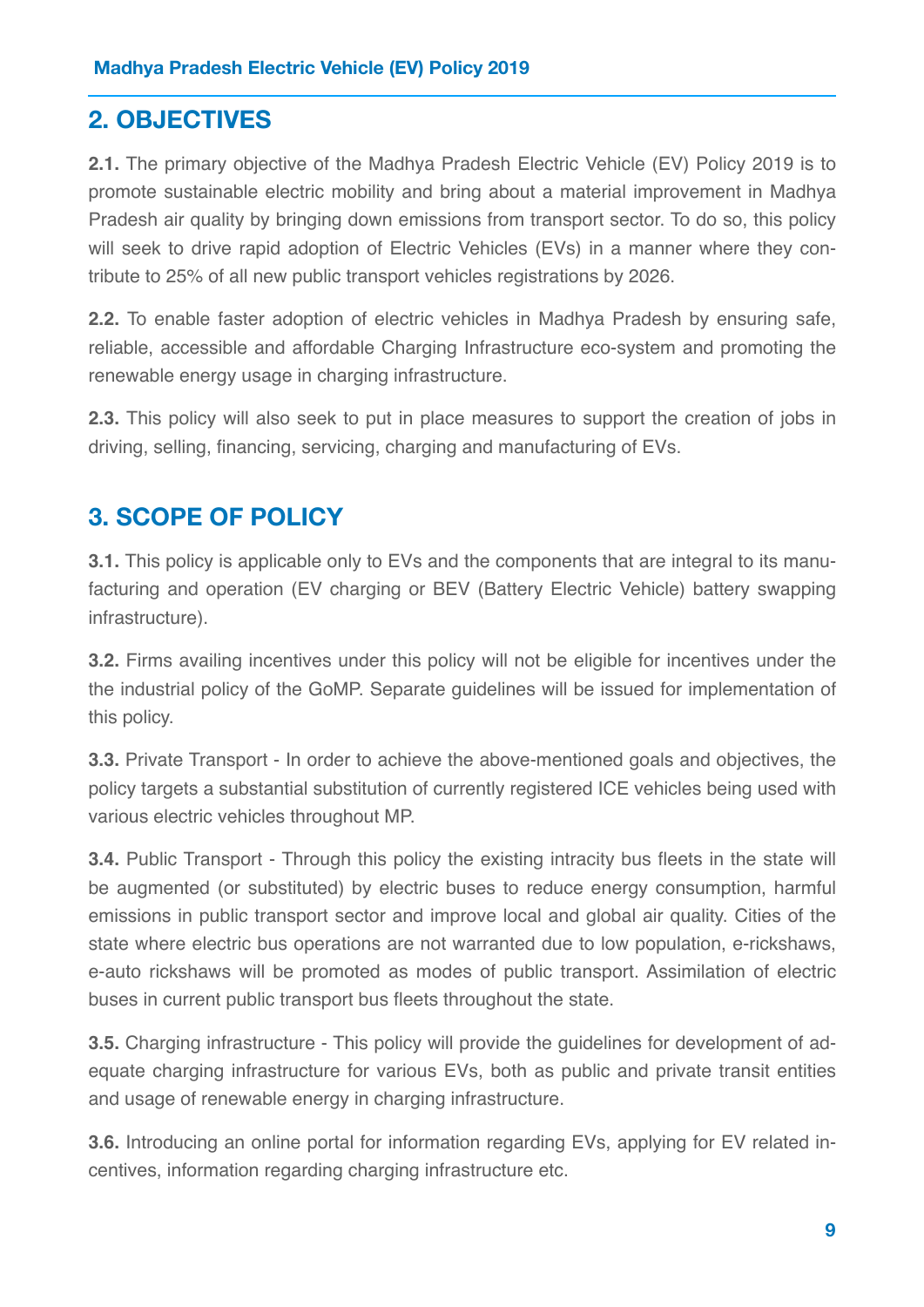## 2. OBJECTIVES

**2.1.** The primary objective of the Madhya Pradesh Electric Vehicle (EV) Policy 2019 is to promote sustainable electric mobility and bring about a material improvement in Madhya Pradesh air quality by bringing down emissions from transport sector. To do so, this policy will seek to drive rapid adoption of Electric Vehicles (EVs) in a manner where they contribute to 25% of all new public transport vehicles registrations by 2026.

**2.2.** To enable faster adoption of electric vehicles in Madhya Pradesh by ensuring safe, reliable, accessible and affordable Charging Infrastructure eco-system and promoting the renewable energy usage in charging infrastructure.

**2.3.** This policy will also seek to put in place measures to support the creation of jobs in driving, selling, financing, servicing, charging and manufacturing of EVs.

## 3. SCOPE OF POLICY

**3.1.** This policy is applicable only to EVs and the components that are integral to its manufacturing and operation (EV charging or BEV (Battery Electric Vehicle) battery swapping infrastructure).

**3.2.** Firms availing incentives under this policy will not be eligible for incentives under the the industrial policy of the GoMP. Separate guidelines will be issued for implementation of this policy.

**3.3.** Private Transport - In order to achieve the above-mentioned goals and objectives, the policy targets a substantial substitution of currently registered ICE vehicles being used with various electric vehicles throughout MP.

**3.4.** Public Transport - Through this policy the existing intracity bus fleets in the state will be augmented (or substituted) by electric buses to reduce energy consumption, harmful emissions in public transport sector and improve local and global air quality. Cities of the state where electric bus operations are not warranted due to low population, e-rickshaws, e-auto rickshaws will be promoted as modes of public transport. Assimilation of electric buses in current public transport bus fleets throughout the state.

**3.5.** Charging infrastructure - This policy will provide the guidelines for development of adequate charging infrastructure for various EVs, both as public and private transit entities and usage of renewable energy in charging infrastructure.

**3.6.** Introducing an online portal for information regarding EVs, applying for EV related incentives, information regarding charging infrastructure etc.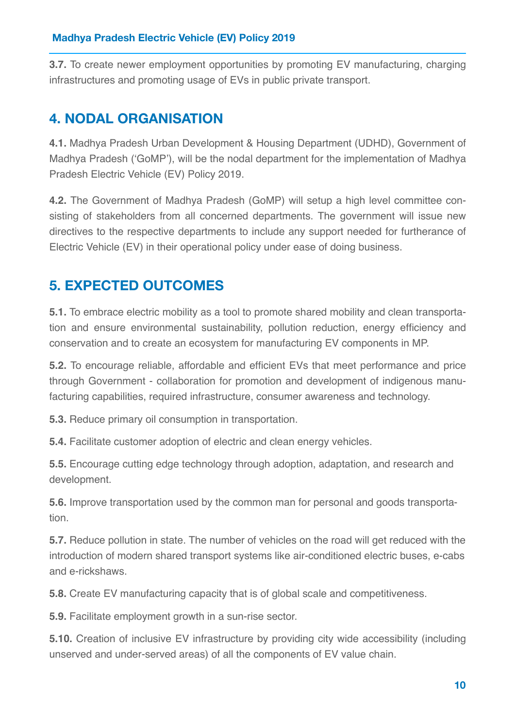**3.7.** To create newer employment opportunities by promoting EV manufacturing, charging infrastructures and promoting usage of EVs in public private transport.

## 4. NODAL ORGANISATION

**4.1.** Madhya Pradesh Urban Development & Housing Department (UDHD), Government of Madhya Pradesh ('GoMP'), will be the nodal department for the implementation of Madhya Pradesh Electric Vehicle (EV) Policy 2019.

**4.2.** The Government of Madhya Pradesh (GoMP) will setup a high level committee consisting of stakeholders from all concerned departments. The government will issue new directives to the respective departments to include any support needed for furtherance of Electric Vehicle (EV) in their operational policy under ease of doing business.

## 5. EXPECTED OUTCOMES

**5.1.** To embrace electric mobility as a tool to promote shared mobility and clean transportation and ensure environmental sustainability, pollution reduction, energy efficiency and conservation and to create an ecosystem for manufacturing EV components in MP.

**5.2.** To encourage reliable, affordable and efficient EVs that meet performance and price through Government - collaboration for promotion and development of indigenous manufacturing capabilities, required infrastructure, consumer awareness and technology.

**5.3.** Reduce primary oil consumption in transportation.

**5.4.** Facilitate customer adoption of electric and clean energy vehicles.

**5.5.** Encourage cutting edge technology through adoption, adaptation, and research and development.

**5.6.** Improve transportation used by the common man for personal and goods transportation.

**5.7.** Reduce pollution in state. The number of vehicles on the road will get reduced with the introduction of modern shared transport systems like air-conditioned electric buses, e-cabs and e-rickshaws.

**5.8.** Create EV manufacturing capacity that is of global scale and competitiveness.

**5.9.** Facilitate employment growth in a sun-rise sector.

**5.10.** Creation of inclusive EV infrastructure by providing city wide accessibility (including unserved and under-served areas) of all the components of EV value chain.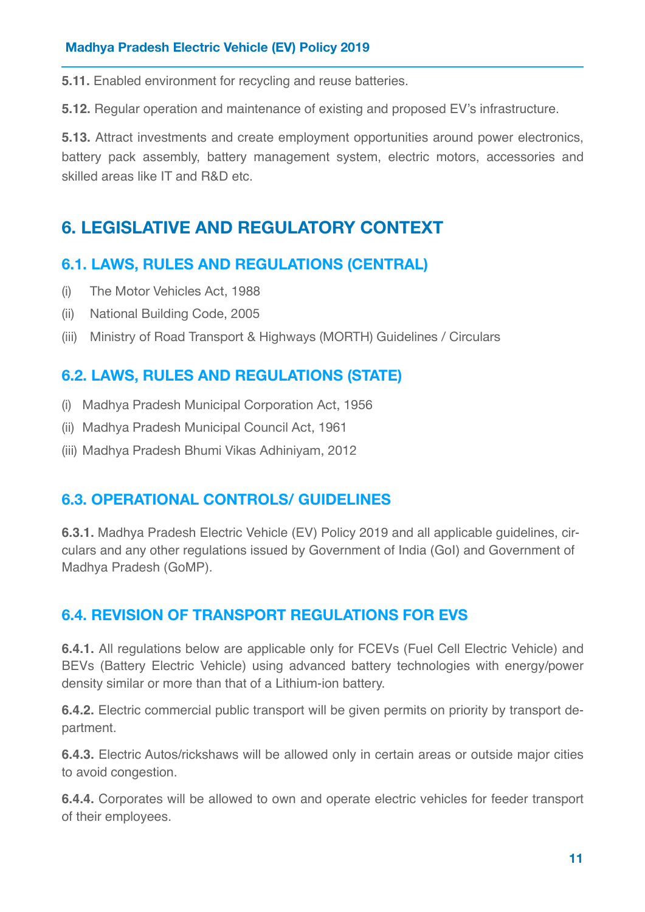**5.11.** Enabled environment for recycling and reuse batteries.

**5.12.** Regular operation and maintenance of existing and proposed EV's infrastructure.

**5.13.** Attract investments and create employment opportunities around power electronics, battery pack assembly, battery management system, electric motors, accessories and skilled areas like IT and R&D etc.

# 6. LEGISLATIVE AND REGULATORY CONTEXT

## 6.1. LAWS, RULES AND REGULATIONS (CENTRAL)

(i) The Motor Vehicles Act, 1988

(ii) National Building Code, 2005

(iii) Ministry of Road Transport & Highways (MORTH) Guidelines / Circulars

## 6.2. LAWS, RULES AND REGULATIONS (STATE)

(i) Madhya Pradesh Municipal Corporation Act, 1956

(ii) Madhya Pradesh Municipal Council Act, 1961

(iii) Madhya Pradesh Bhumi Vikas Adhiniyam, 2012

## 6.3. OPERATIONAL CONTROLS/ GUIDELINES

**6.3.1.** Madhya Pradesh Electric Vehicle (EV) Policy 2019 and all applicable guidelines, circulars and any other regulations issued by Government of India (GoI) and Government of Madhya Pradesh (GoMP).

## 6.4. REVISION OF TRANSPORT REGULATIONS FOR EVS

**6.4.1.** All regulations below are applicable only for FCEVs (Fuel Cell Electric Vehicle) and BEVs (Battery Electric Vehicle) using advanced battery technologies with energy/power density similar or more than that of a Lithium-ion battery.

**6.4.2.** Electric commercial public transport will be given permits on priority by transport department.

**6.4.3.** Electric Autos/rickshaws will be allowed only in certain areas or outside major cities to avoid congestion.

**6.4.4.** Corporates will be allowed to own and operate electric vehicles for feeder transport of their employees.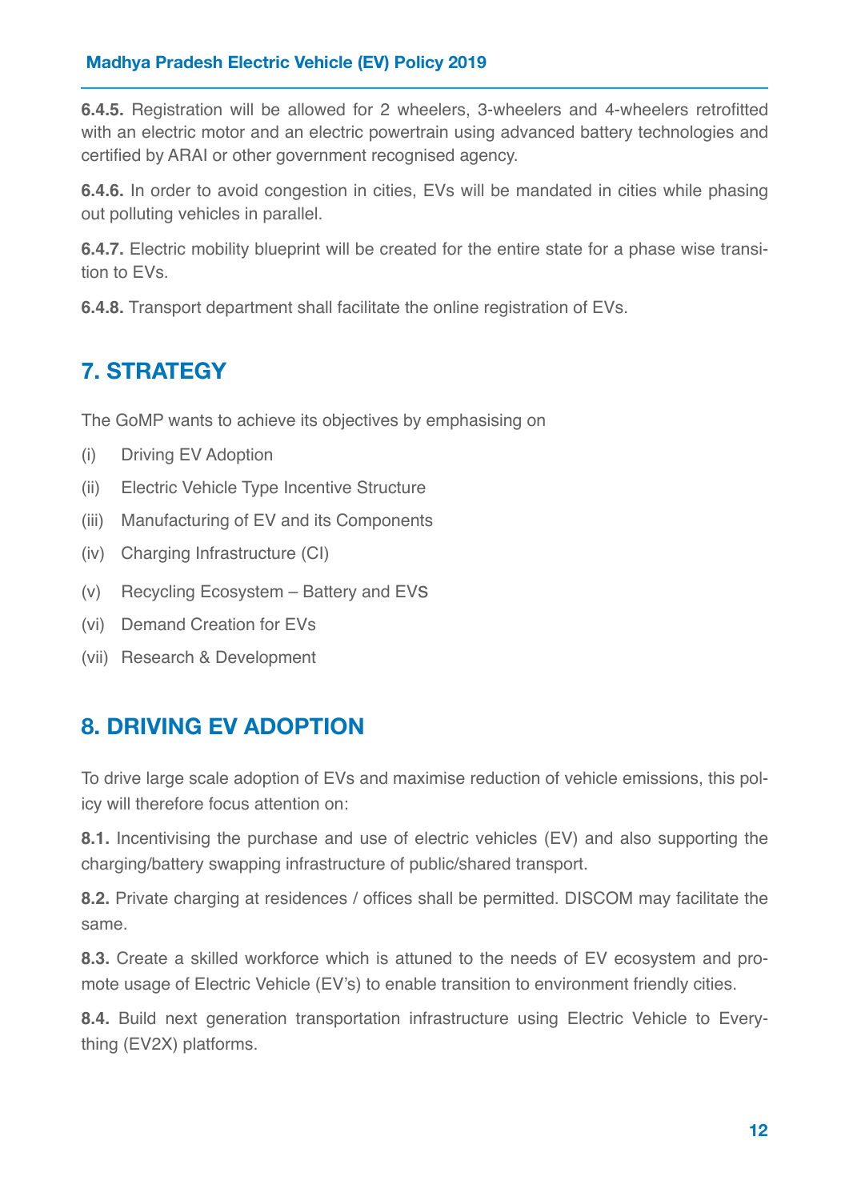**6.4.5.** Registration will be allowed for 2 wheelers, 3-wheelers and 4-wheelers retrofitted with an electric motor and an electric powertrain using advanced battery technologies and certified by ARAI or other government recognised agency.

**6.4.6.** In order to avoid congestion in cities, EVs will be mandated in cities while phasing out polluting vehicles in parallel.

**6.4.7.** Electric mobility blueprint will be created for the entire state for a phase wise transition to EVs.

**6.4.8.** Transport department shall facilitate the online registration of EVs.

## 7. STRATEGY

The GoMP wants to achieve its objectives by emphasising on

(i) Driving EV Adoption

(ii) Electric Vehicle Type Incentive Structure

(iii) Manufacturing of EV and its Components

(iv) Charging Infrastructure (CI)

(v) Recycling Ecosystem – Battery and EVS

(vi) Demand Creation for EVs

(vii) Research & Development

## 8. DRIVING EV ADOPTION

To drive large scale adoption of EVs and maximise reduction of vehicle emissions, this policy will therefore focus attention on:

**8.1.** Incentivising the purchase and use of electric vehicles (EV) and also supporting the charging/battery swapping infrastructure of public/shared transport.

**8.2.** Private charging at residences / offices shall be permitted. DISCOM may facilitate the same.

**8.3.** Create a skilled workforce which is attuned to the needs of EV ecosystem and promote usage of Electric Vehicle (EV's) to enable transition to environment friendly cities.

**8.4.** Build next generation transportation infrastructure using Electric Vehicle to Everything (EV2X) platforms.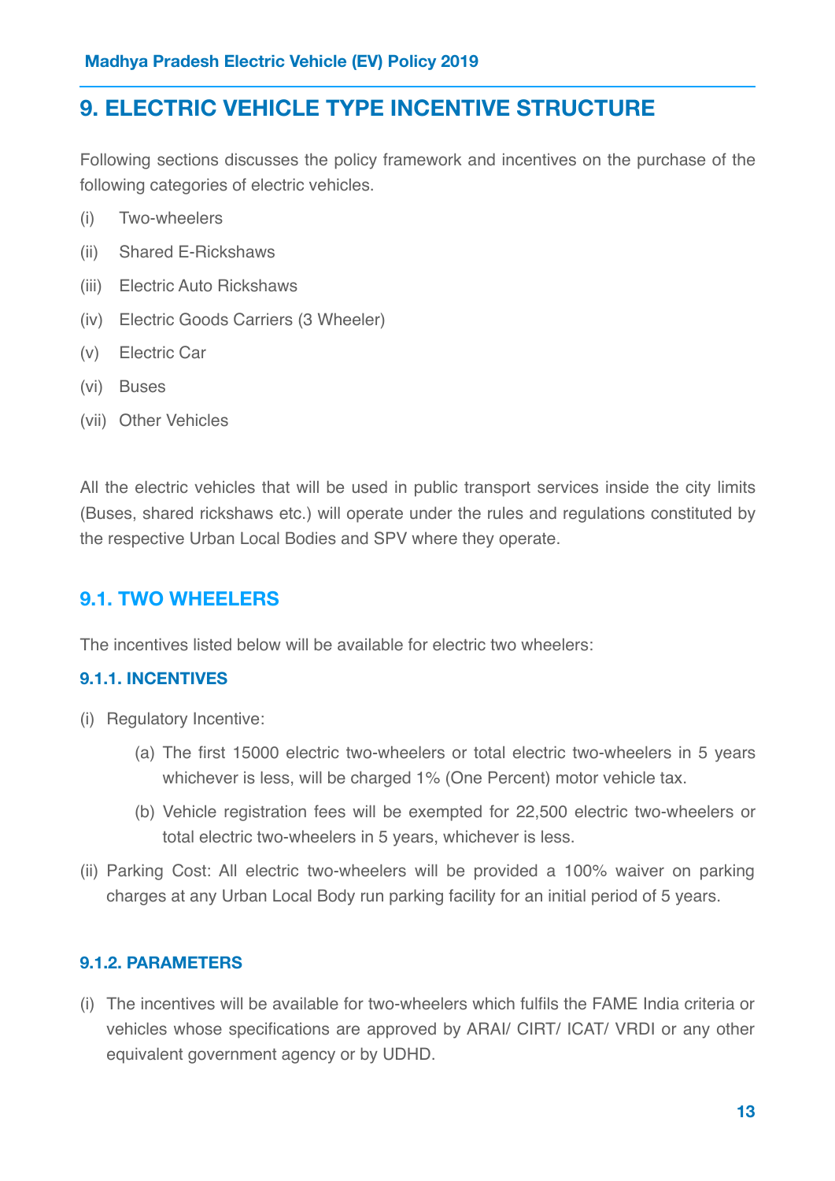# 9. ELECTRIC VEHICLE TYPE INCENTIVE STRUCTURE

Following sections discusses the policy framework and incentives on the purchase of the following categories of electric vehicles.

(i) Two-wheelers

(ii) Shared E-Rickshaws

(iii) Electric Auto Rickshaws

(iv) Electric Goods Carriers (3 Wheeler)

(v) Electric Car

(vi) Buses

(vii) Other Vehicles

All the electric vehicles that will be used in public transport services inside the city limits (Buses, shared rickshaws etc.) will operate under the rules and regulations constituted by the respective Urban Local Bodies and SPV where they operate.

## 9.1. TWO WHEELERS

The incentives listed below will be available for electric two wheelers:

### 9.1.1. INCENTIVES

(i) Regulatory Incentive:

(a) The first 15000 electric two-wheelers or total electric two-wheelers in 5 years whichever is less, will be charged 1% (One Percent) motor vehicle tax.

(b) Vehicle registration fees will be exempted for 22,500 electric two-wheelers or total electric two-wheelers in 5 years, whichever is less.

(ii) Parking Cost: All electric two-wheelers will be provided a 100% waiver on parking charges at any Urban Local Body run parking facility for an initial period of 5 years.

### 9.1.2. PARAMETERS

(i) The incentives will be available for two-wheelers which fulfils the FAME India criteria or vehicles whose specifications are approved by ARAI/ CIRT/ ICAT/ VRDI or any other equivalent government agency or by UDHD.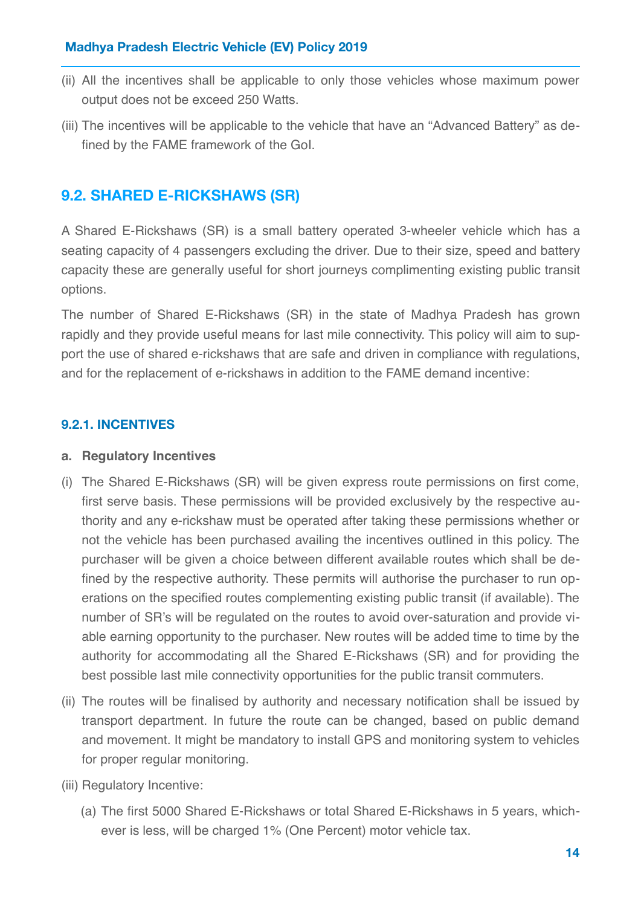(ii) All the incentives shall be applicable to only those vehicles whose maximum power output does not be exceed 250 Watts.

(iii) The incentives will be applicable to the vehicle that have an "Advanced Battery" as defined by the FAME framework of the GoI.

## 9.2. SHARED E-RICKSHAWS (SR)

A Shared E-Rickshaws (SR) is a small battery operated 3-wheeler vehicle which has a seating capacity of 4 passengers excluding the driver. Due to their size, speed and battery capacity these are generally useful for short journeys complimenting existing public transit options.

The number of Shared E-Rickshaws (SR) in the state of Madhya Pradesh has grown rapidly and they provide useful means for last mile connectivity. This policy will aim to support the use of shared e-rickshaws that are safe and driven in compliance with regulations, and for the replacement of e-rickshaws in addition to the FAME demand incentive:

### 9.2.1. INCENTIVES

**a. Regulatory Incentives**

(i) The Shared E-Rickshaws (SR) will be given express route permissions on first come, first serve basis. These permissions will be provided exclusively by the respective authority and any e-rickshaw must be operated after taking these permissions whether or not the vehicle has been purchased availing the incentives outlined in this policy. The purchaser will be given a choice between different available routes which shall be defined by the respective authority. These permits will authorise the purchaser to run operations on the specified routes complementing existing public transit (if available). The number of SR's will be regulated on the routes to avoid over-saturation and provide viable earning opportunity to the purchaser. New routes will be added time to time by the authority for accommodating all the Shared E-Rickshaws (SR) and for providing the best possible last mile connectivity opportunities for the public transit commuters.

(ii) The routes will be finalised by authority and necessary notification shall be issued by transport department. In future the route can be changed, based on public demand and movement. It might be mandatory to install GPS and monitoring system to vehicles for proper regular monitoring.

(iii) Regulatory Incentive:

(a) The first 5000 Shared E-Rickshaws or total Shared E-Rickshaws in 5 years, whichever is less, will be charged 1% (One Percent) motor vehicle tax.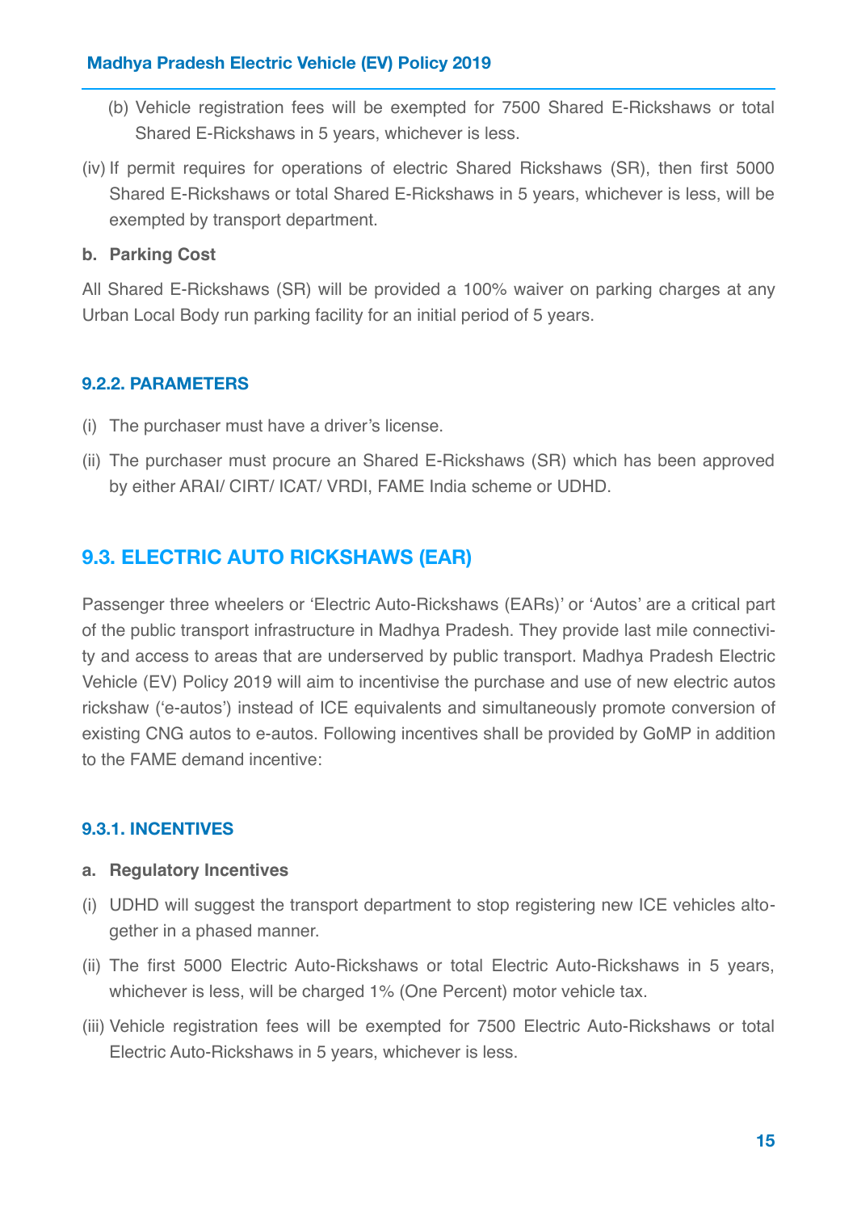(b) Vehicle registration fees will be exempted for 7500 Shared E-Rickshaws or total Shared E-Rickshaws in 5 years, whichever is less.

(iv) If permit requires for operations of electric Shared Rickshaws (SR), then first 5000 Shared E-Rickshaws or total Shared E-Rickshaws in 5 years, whichever is less, will be exempted by transport department.

**b. Parking Cost**

All Shared E-Rickshaws (SR) will be provided a 100% waiver on parking charges at any Urban Local Body run parking facility for an initial period of 5 years.

#### 9.2.2. PARAMETERS

(i) The purchaser must have a driver's license.

(ii) The purchaser must procure an Shared E-Rickshaws (SR) which has been approved by either ARAI/ CIRT/ ICAT/ VRDI, FAME India scheme or UDHD.

## 9.3. ELECTRIC AUTO RICKSHAWS (EAR)

Passenger three wheelers or 'Electric Auto-Rickshaws (EARs)' or 'Autos' are a critical part of the public transport infrastructure in Madhya Pradesh. They provide last mile connectivity and access to areas that are underserved by public transport. Madhya Pradesh Electric Vehicle (EV) Policy 2019 will aim to incentivise the purchase and use of new electric autos rickshaw ('e-autos') instead of ICE equivalents and simultaneously promote conversion of existing CNG autos to e-autos. Following incentives shall be provided by GoMP in addition to the FAME demand incentive:

#### 9.3.1. INCENTIVES

**a. Regulatory Incentives**

(i) UDHD will suggest the transport department to stop registering new ICE vehicles altogether in a phased manner.

(ii) The first 5000 Electric Auto-Rickshaws or total Electric Auto-Rickshaws in 5 years, whichever is less, will be charged 1% (One Percent) motor vehicle tax.

(iii) Vehicle registration fees will be exempted for 7500 Electric Auto-Rickshaws or total Electric Auto-Rickshaws in 5 years, whichever is less.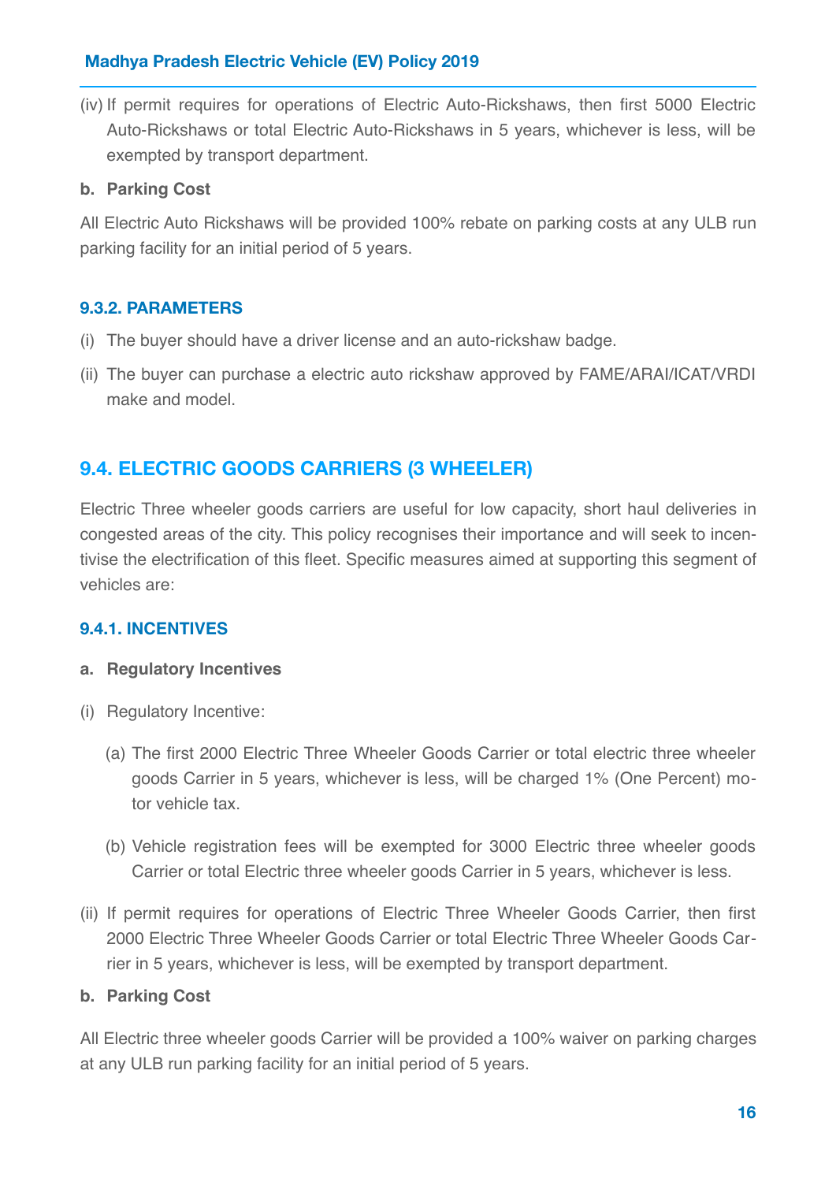(iv) If permit requires for operations of Electric Auto-Rickshaws, then first 5000 Electric Auto-Rickshaws or total Electric Auto-Rickshaws in 5 years, whichever is less, will be exempted by transport department.

**b. Parking Cost**

All Electric Auto Rickshaws will be provided 100% rebate on parking costs at any ULB run parking facility for an initial period of 5 years.

### 9.3.2. PARAMETERS

(i) The buyer should have a driver license and an auto-rickshaw badge.

(ii) The buyer can purchase a electric auto rickshaw approved by FAME/ARAI/ICAT/VRDI make and model.

## 9.4. ELECTRIC GOODS CARRIERS (3 WHEELER)

Electric Three wheeler goods carriers are useful for low capacity, short haul deliveries in congested areas of the city. This policy recognises their importance and will seek to incentivise the electrification of this fleet. Specific measures aimed at supporting this segment of vehicles are:

### 9.4.1. INCENTIVES

**a. Regulatory Incentives**

(i) Regulatory Incentive:

(a) The first 2000 Electric Three Wheeler Goods Carrier or total electric three wheeler goods Carrier in 5 years, whichever is less, will be charged 1% (One Percent) motor vehicle tax.

(b) Vehicle registration fees will be exempted for 3000 Electric three wheeler goods Carrier or total Electric three wheeler goods Carrier in 5 years, whichever is less.

(ii) If permit requires for operations of Electric Three Wheeler Goods Carrier, then first 2000 Electric Three Wheeler Goods Carrier or total Electric Three Wheeler Goods Carrier in 5 years, whichever is less, will be exempted by transport department.

**b. Parking Cost**

All Electric three wheeler goods Carrier will be provided a 100% waiver on parking charges at any ULB run parking facility for an initial period of 5 years.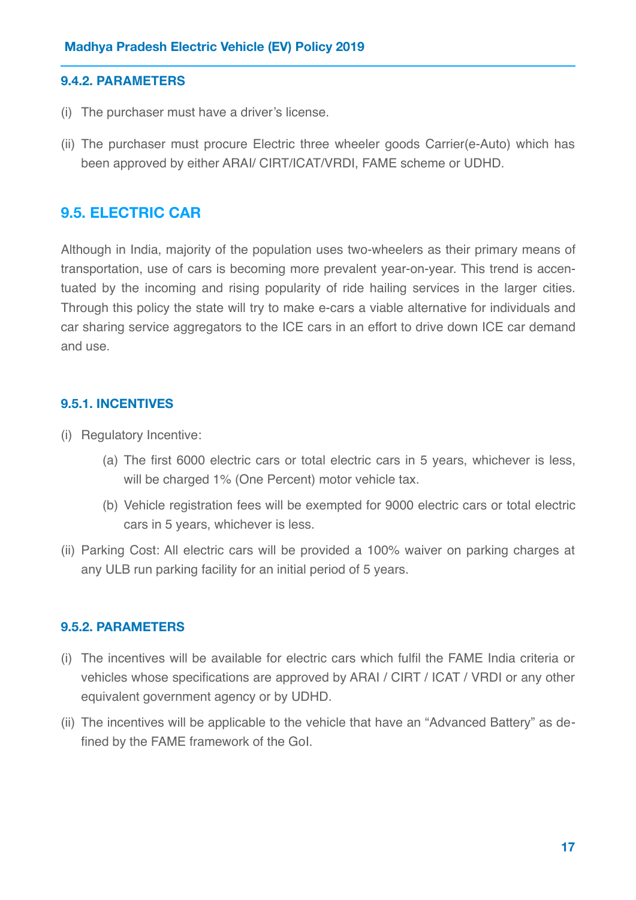#### 9.4.2. PARAMETERS

(i) The purchaser must have a driver's license.

(ii) The purchaser must procure Electric three wheeler goods Carrier(e-Auto) which has been approved by either ARAI/ CIRT/ICAT/VRDI, FAME scheme or UDHD.

### 9.5. ELECTRIC CAR

Although in India, majority of the population uses two-wheelers as their primary means of transportation, use of cars is becoming more prevalent year-on-year. This trend is accentuated by the incoming and rising popularity of ride hailing services in the larger cities. Through this policy the state will try to make e-cars a viable alternative for individuals and car sharing service aggregators to the ICE cars in an effort to drive down ICE car demand and use.

#### 9.5.1. INCENTIVES

(i) Regulatory Incentive:

 (a) The first 6000 electric cars or total electric cars in 5 years, whichever is less, will be charged 1% (One Percent) motor vehicle tax.

 (b) Vehicle registration fees will be exempted for 9000 electric cars or total electric cars in 5 years, whichever is less.

(ii) Parking Cost: All electric cars will be provided a 100% waiver on parking charges at any ULB run parking facility for an initial period of 5 years.

#### 9.5.2. PARAMETERS

(i) The incentives will be available for electric cars which fulfil the FAME India criteria or vehicles whose specifications are approved by ARAI / CIRT / ICAT / VRDI or any other equivalent government agency or by UDHD.

(ii) The incentives will be applicable to the vehicle that have an "Advanced Battery" as defined by the FAME framework of the GoI.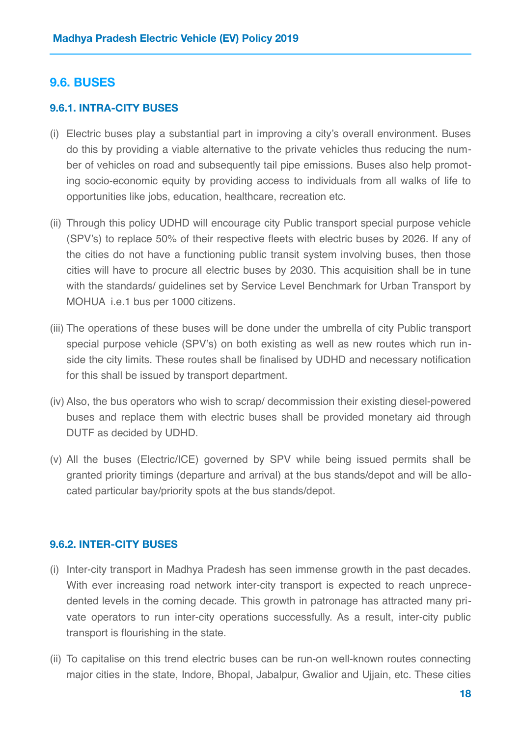## 9.6. BUSES

### 9.6.1. INTRA-CITY BUSES

(i) Electric buses play a substantial part in improving a city's overall environment. Buses do this by providing a viable alternative to the private vehicles thus reducing the number of vehicles on road and subsequently tail pipe emissions. Buses also help promoting socio-economic equity by providing access to individuals from all walks of life to opportunities like jobs, education, healthcare, recreation etc.

(ii) Through this policy UDHD will encourage city Public transport special purpose vehicle (SPV's) to replace 50% of their respective fleets with electric buses by 2026. If any of the cities do not have a functioning public transit system involving buses, then those cities will have to procure all electric buses by 2030. This acquisition shall be in tune with the standards/ guidelines set by Service Level Benchmark for Urban Transport by MOHUA i.e.1 bus per 1000 citizens.

(iii) The operations of these buses will be done under the umbrella of city Public transport special purpose vehicle (SPV's) on both existing as well as new routes which run inside the city limits. These routes shall be finalised by UDHD and necessary notification for this shall be issued by transport department.

(iv) Also, the bus operators who wish to scrap/ decommission their existing diesel-powered buses and replace them with electric buses shall be provided monetary aid through DUTF as decided by UDHD.

(v) All the buses (Electric/ICE) governed by SPV while being issued permits shall be granted priority timings (departure and arrival) at the bus stands/depot and will be allocated particular bay/priority spots at the bus stands/depot.

### 9.6.2. INTER-CITY BUSES

(i) Inter-city transport in Madhya Pradesh has seen immense growth in the past decades. With ever increasing road network inter-city transport is expected to reach unprecedented levels in the coming decade. This growth in patronage has attracted many private operators to run inter-city operations successfully. As a result, inter-city public transport is flourishing in the state.

(ii) To capitalise on this trend electric buses can be run-on well-known routes connecting major cities in the state, Indore, Bhopal, Jabalpur, Gwalior and Ujjain, etc. These cities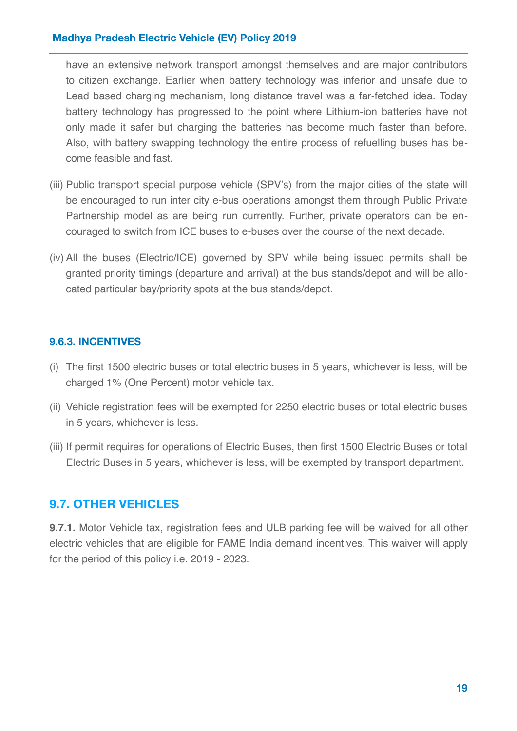have an extensive network transport amongst themselves and are major contributors to citizen exchange. Earlier when battery technology was inferior and unsafe due to Lead based charging mechanism, long distance travel was a far-fetched idea. Today battery technology has progressed to the point where Lithium-ion batteries have not only made it safer but charging the batteries has become much faster than before. Also, with battery swapping technology the entire process of refuelling buses has become feasible and fast.

(iii) Public transport special purpose vehicle (SPV's) from the major cities of the state will be encouraged to run inter city e-bus operations amongst them through Public Private Partnership model as are being run currently. Further, private operators can be encouraged to switch from ICE buses to e-buses over the course of the next decade.

(iv) All the buses (Electric/ICE) governed by SPV while being issued permits shall be granted priority timings (departure and arrival) at the bus stands/depot and will be allocated particular bay/priority spots at the bus stands/depot.

#### 9.6.3. INCENTIVES

(i) The first 1500 electric buses or total electric buses in 5 years, whichever is less, will be charged 1% (One Percent) motor vehicle tax.

(ii) Vehicle registration fees will be exempted for 2250 electric buses or total electric buses in 5 years, whichever is less.

(iii) If permit requires for operations of Electric Buses, then first 1500 Electric Buses or total Electric Buses in 5 years, whichever is less, will be exempted by transport department.

### 9.7. OTHER VEHICLES

**9.7.1.** Motor Vehicle tax, registration fees and ULB parking fee will be waived for all other electric vehicles that are eligible for FAME India demand incentives. This waiver will apply for the period of this policy i.e. 2019 - 2023.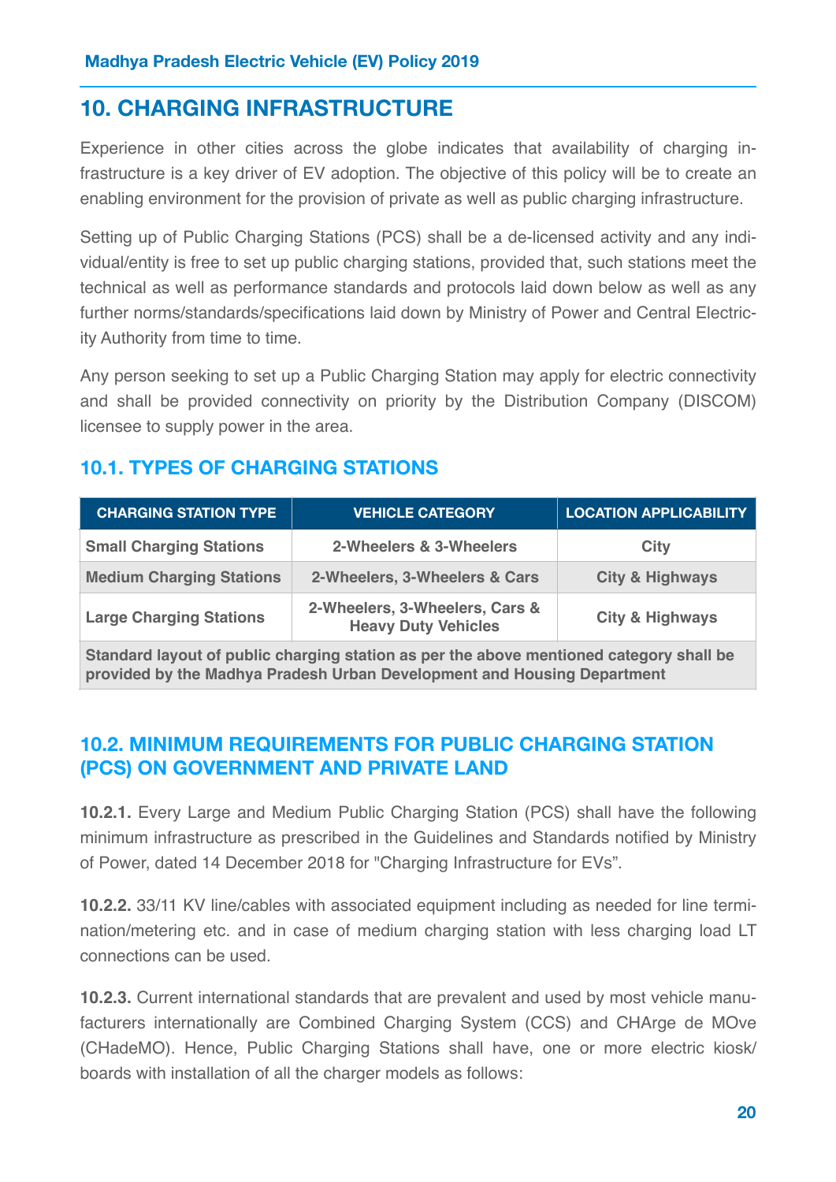## 10. CHARGING INFRASTRUCTURE

Experience in other cities across the globe indicates that availability of charging infrastructure is a key driver of EV adoption. The objective of this policy will be to create an enabling environment for the provision of private as well as public charging infrastructure.

Setting up of Public Charging Stations (PCS) shall be a de-licensed activity and any individual/entity is free to set up public charging stations, provided that, such stations meet the technical as well as performance standards and protocols laid down below as well as any further norms/standards/specifications laid down by Ministry of Power and Central Electricity Authority from time to time.

Any person seeking to set up a Public Charging Station may apply for electric connectivity and shall be provided connectivity on priority by the Distribution Company (DISCOM) licensee to supply power in the area.

### 10.1. TYPES OF CHARGING STATIONS

| CHARGING STATION TYPE | VEHICLE CATEGORY | LOCATION APPLICABILITY |
|---|---|---|
| Small Charging Stations | 2-Wheelers & 3-Wheelers | City |
| Medium Charging Stations | 2-Wheelers, 3-Wheelers & Cars | City & Highways |
| Large Charging Stations | 2-Wheelers, 3-Wheelers, Cars & Heavy Duty Vehicles | City & Highways |
| Standard layout of public charging station as per the above mentioned category shall be provided by the Madhya Pradesh Urban Development and Housing Department | | |

### 10.2. MINIMUM REQUIREMENTS FOR PUBLIC CHARGING STATION (PCS) ON GOVERNMENT AND PRIVATE LAND

**10.2.1.** Every Large and Medium Public Charging Station (PCS) shall have the following minimum infrastructure as prescribed in the Guidelines and Standards notified by Ministry of Power, dated 14 December 2018 for "Charging Infrastructure for EVs".

**10.2.2.** 33/11 KV line/cables with associated equipment including as needed for line termination/metering etc. and in case of medium charging station with less charging load LT connections can be used.

**10.2.3.** Current international standards that are prevalent and used by most vehicle manufacturers internationally are Combined Charging System (CCS) and CHArge de MOve (CHadeMO). Hence, Public Charging Stations shall have, one or more electric kiosk/boards with installation of all the charger models as follows: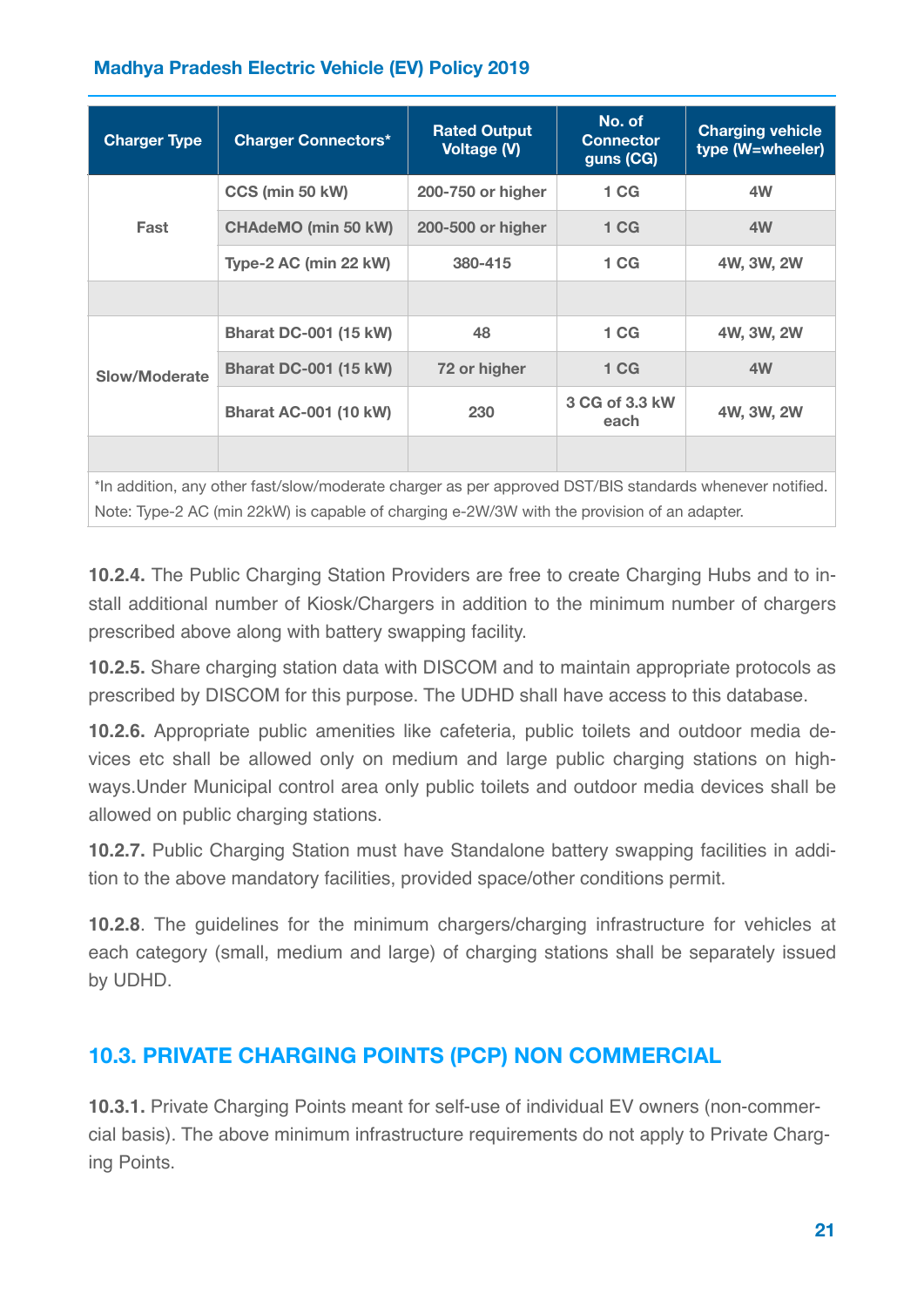| Charger Type | Charger Connectors* | Rated Output Voltage (V) | No. of Connector guns (CG) | Charging vehicle type (W=wheeler) |
|---|---|---|---|---|
| Fast | CCS (min 50 kW) | 200-750 or higher | 1 CG | 4W |
| | CHAdeMO (min 50 kW) | 200-500 or higher | 1 CG | 4W |
| | Type-2 AC (min 22 kW) | 380-415 | 1 CG | 4W, 3W, 2W |
| | | | | |
| Slow/Moderate | Bharat DC-001 (15 kW) | 48 | 1 CG | 4W, 3W, 2W |
| | Bharat DC-001 (15 kW) | 72 or higher | 1 CG | 4W |
| | Bharat AC-001 (10 kW) | 230 | 3 CG of 3.3 kW each | 4W, 3W, 2W |
| | | | | |

*In addition, any other fast/slow/moderate charger as per approved DST/BIS standards whenever notified.
Note: Type-2 AC (min 22kW) is capable of charging e-2W/3W with the provision of an adapter.

**10.2.4.** The Public Charging Station Providers are free to create Charging Hubs and to install additional number of Kiosk/Chargers in addition to the minimum number of chargers prescribed above along with battery swapping facility.

**10.2.5.** Share charging station data with DISCOM and to maintain appropriate protocols as prescribed by DISCOM for this purpose. The UDHD shall have access to this database.

**10.2.6.** Appropriate public amenities like cafeteria, public toilets and outdoor media devices etc shall be allowed only on medium and large public charging stations on highways.Under Municipal control area only public toilets and outdoor media devices shall be allowed on public charging stations.

**10.2.7.** Public Charging Station must have Standalone battery swapping facilities in addition to the above mandatory facilities, provided space/other conditions permit.

**10.2.8**. The guidelines for the minimum chargers/charging infrastructure for vehicles at each category (small, medium and large) of charging stations shall be separately issued by UDHD.

## 10.3. PRIVATE CHARGING POINTS (PCP) NON COMMERCIAL

**10.3.1.** Private Charging Points meant for self-use of individual EV owners (non-commercial basis). The above minimum infrastructure requirements do not apply to Private Charging Points.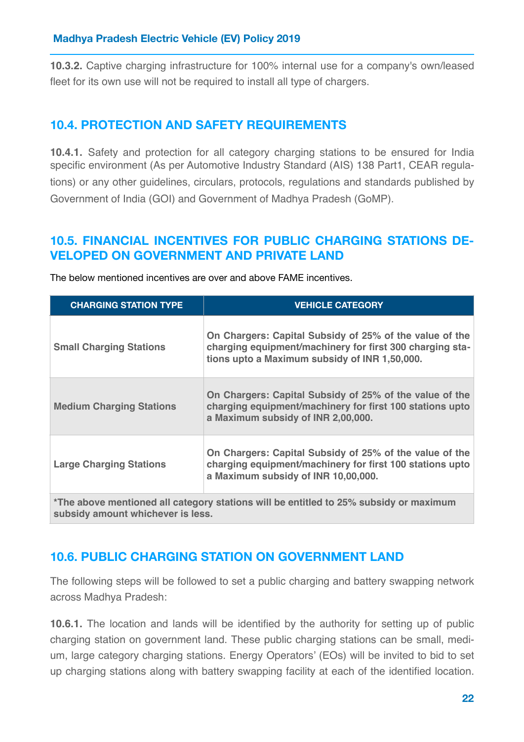**10.3.2.** Captive charging infrastructure for 100% internal use for a company's own/leased fleet for its own use will not be required to install all type of chargers.

## 10.4. PROTECTION AND SAFETY REQUIREMENTS

**10.4.1.** Safety and protection for all category charging stations to be ensured for India specific environment (As per Automotive Industry Standard (AIS) 138 Part1, CEAR regulations) or any other guidelines, circulars, protocols, regulations and standards published by Government of India (GOI) and Government of Madhya Pradesh (GoMP).

## 10.5. FINANCIAL INCENTIVES FOR PUBLIC CHARGING STATIONS DEVELOPED ON GOVERNMENT AND PRIVATE LAND

The below mentioned incentives are over and above FAME incentives.

| CHARGING STATION TYPE | VEHICLE CATEGORY |
|---|---|
| **Small Charging Stations** | **On Chargers: Capital Subsidy of 25% of the value of the charging equipment/machinery for first 300 charging stations upto a Maximum subsidy of INR 1,50,000.** |
| **Medium Charging Stations** | **On Chargers: Capital Subsidy of 25% of the value of the charging equipment/machinery for first 100 stations upto a Maximum subsidy of INR 2,00,000.** |
| **Large Charging Stations** | **On Chargers: Capital Subsidy of 25% of the value of the charging equipment/machinery for first 100 stations upto a Maximum subsidy of INR 10,00,000.** |
| ***The above mentioned all category stations will be entitled to 25% subsidy or maximum subsidy amount whichever is less.** | |

## 10.6. PUBLIC CHARGING STATION ON GOVERNMENT LAND

The following steps will be followed to set a public charging and battery swapping network across Madhya Pradesh:

**10.6.1.** The location and lands will be identified by the authority for setting up of public charging station on government land. These public charging stations can be small, medium, large category charging stations. Energy Operators' (EOs) will be invited to bid to set up charging stations along with battery swapping facility at each of the identified location.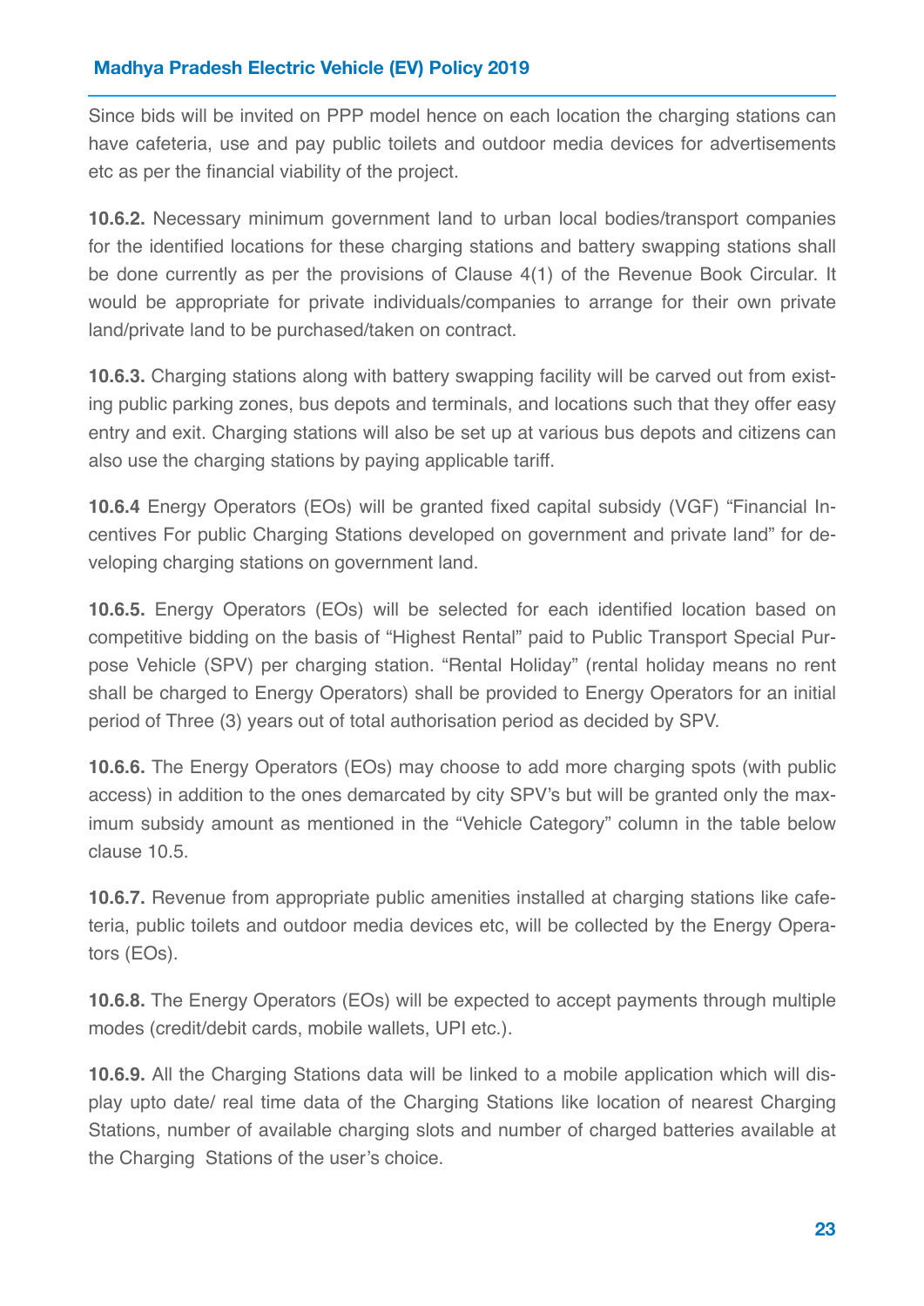Since bids will be invited on PPP model hence on each location the charging stations can have cafeteria, use and pay public toilets and outdoor media devices for advertisements etc as per the financial viability of the project.

**10.6.2.** Necessary minimum government land to urban local bodies/transport companies for the identified locations for these charging stations and battery swapping stations shall be done currently as per the provisions of Clause 4(1) of the Revenue Book Circular. It would be appropriate for private individuals/companies to arrange for their own private land/private land to be purchased/taken on contract.

**10.6.3.** Charging stations along with battery swapping facility will be carved out from existing public parking zones, bus depots and terminals, and locations such that they offer easy entry and exit. Charging stations will also be set up at various bus depots and citizens can also use the charging stations by paying applicable tariff.

**10.6.4** Energy Operators (EOs) will be granted fixed capital subsidy (VGF) "Financial Incentives For public Charging Stations developed on government and private land" for developing charging stations on government land.

**10.6.5.** Energy Operators (EOs) will be selected for each identified location based on competitive bidding on the basis of "Highest Rental" paid to Public Transport Special Purpose Vehicle (SPV) per charging station. "Rental Holiday" (rental holiday means no rent shall be charged to Energy Operators) shall be provided to Energy Operators for an initial period of Three (3) years out of total authorisation period as decided by SPV.

**10.6.6.** The Energy Operators (EOs) may choose to add more charging spots (with public access) in addition to the ones demarcated by city SPV's but will be granted only the maximum subsidy amount as mentioned in the "Vehicle Category" column in the table below clause 10.5.

**10.6.7.** Revenue from appropriate public amenities installed at charging stations like cafeteria, public toilets and outdoor media devices etc, will be collected by the Energy Operators (EOs).

**10.6.8.** The Energy Operators (EOs) will be expected to accept payments through multiple modes (credit/debit cards, mobile wallets, UPI etc.).

**10.6.9.** All the Charging Stations data will be linked to a mobile application which will display upto date/ real time data of the Charging Stations like location of nearest Charging Stations, number of available charging slots and number of charged batteries available at the Charging Stations of the user's choice.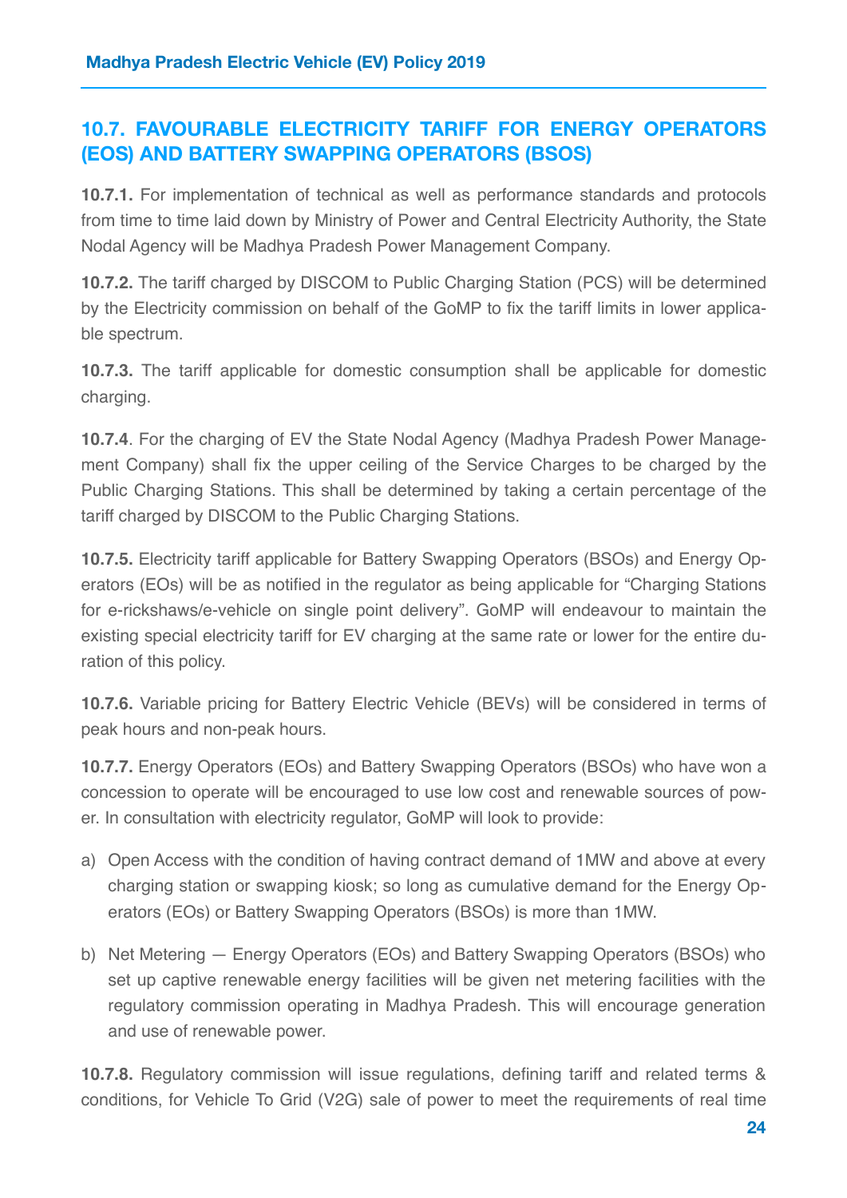## 10.7. FAVOURABLE ELECTRICITY TARIFF FOR ENERGY OPERATORS (EOS) AND BATTERY SWAPPING OPERATORS (BSOS)

**10.7.1.** For implementation of technical as well as performance standards and protocols from time to time laid down by Ministry of Power and Central Electricity Authority, the State Nodal Agency will be Madhya Pradesh Power Management Company.

**10.7.2.** The tariff charged by DISCOM to Public Charging Station (PCS) will be determined by the Electricity commission on behalf of the GoMP to fix the tariff limits in lower applicable spectrum.

**10.7.3.** The tariff applicable for domestic consumption shall be applicable for domestic charging.

**10.7.4**. For the charging of EV the State Nodal Agency (Madhya Pradesh Power Management Company) shall fix the upper ceiling of the Service Charges to be charged by the Public Charging Stations. This shall be determined by taking a certain percentage of the tariff charged by DISCOM to the Public Charging Stations.

**10.7.5.** Electricity tariff applicable for Battery Swapping Operators (BSOs) and Energy Operators (EOs) will be as notified in the regulator as being applicable for "Charging Stations for e-rickshaws/e-vehicle on single point delivery". GoMP will endeavour to maintain the existing special electricity tariff for EV charging at the same rate or lower for the entire duration of this policy.

**10.7.6.** Variable pricing for Battery Electric Vehicle (BEVs) will be considered in terms of peak hours and non-peak hours.

**10.7.7.** Energy Operators (EOs) and Battery Swapping Operators (BSOs) who have won a concession to operate will be encouraged to use low cost and renewable sources of power. In consultation with electricity regulator, GoMP will look to provide:

a) Open Access with the condition of having contract demand of 1MW and above at every charging station or swapping kiosk; so long as cumulative demand for the Energy Operators (EOs) or Battery Swapping Operators (BSOs) is more than 1MW.

b) Net Metering — Energy Operators (EOs) and Battery Swapping Operators (BSOs) who set up captive renewable energy facilities will be given net metering facilities with the regulatory commission operating in Madhya Pradesh. This will encourage generation and use of renewable power.

**10.7.8.** Regulatory commission will issue regulations, defining tariff and related terms & conditions, for Vehicle To Grid (V2G) sale of power to meet the requirements of real time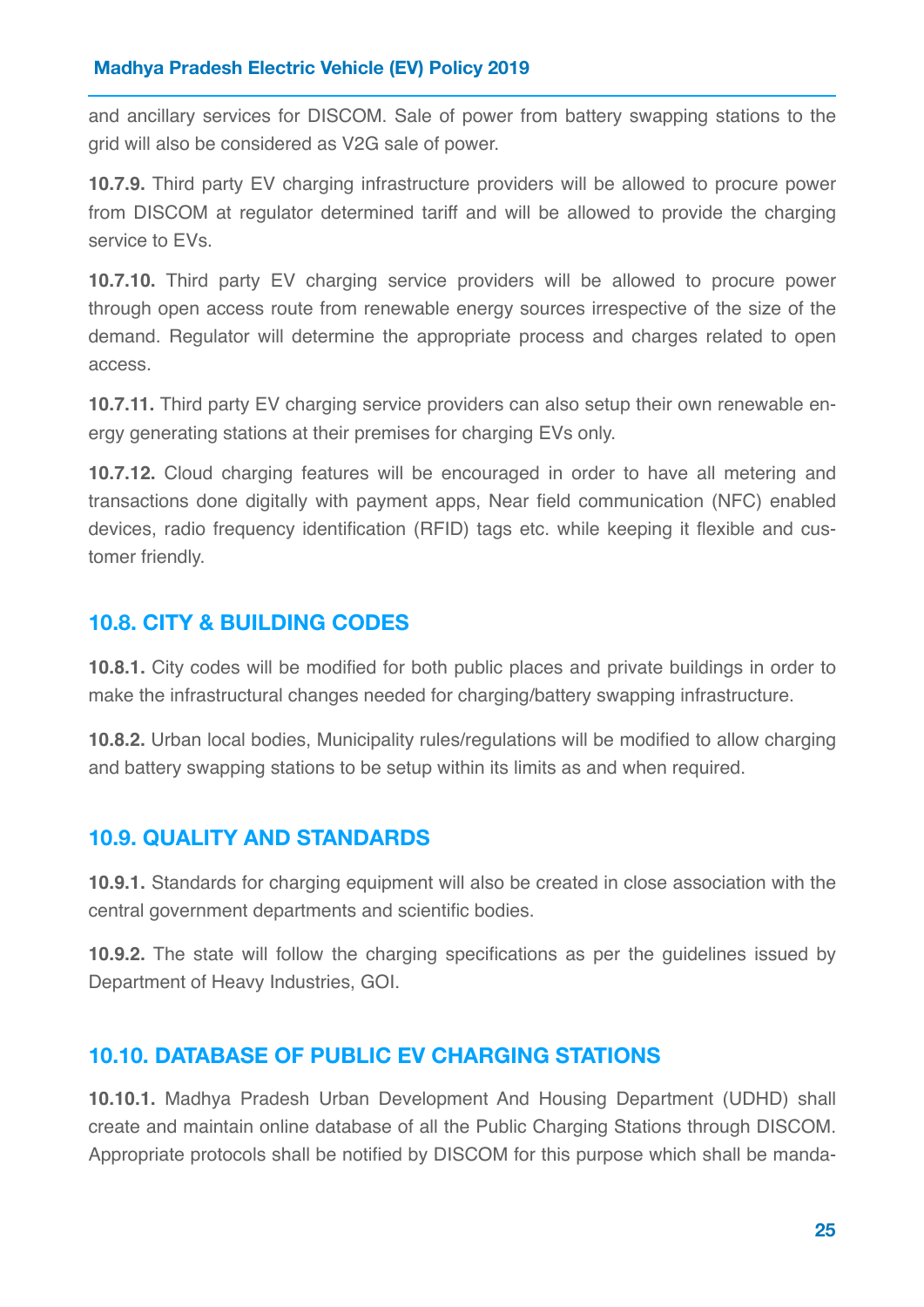and ancillary services for DISCOM. Sale of power from battery swapping stations to the grid will also be considered as V2G sale of power.

**10.7.9.** Third party EV charging infrastructure providers will be allowed to procure power from DISCOM at regulator determined tariff and will be allowed to provide the charging service to EVs.

**10.7.10.** Third party EV charging service providers will be allowed to procure power through open access route from renewable energy sources irrespective of the size of the demand. Regulator will determine the appropriate process and charges related to open access.

**10.7.11.** Third party EV charging service providers can also setup their own renewable energy generating stations at their premises for charging EVs only.

**10.7.12.** Cloud charging features will be encouraged in order to have all metering and transactions done digitally with payment apps, Near field communication (NFC) enabled devices, radio frequency identification (RFID) tags etc. while keeping it flexible and customer friendly.

## 10.8. CITY & BUILDING CODES

**10.8.1.** City codes will be modified for both public places and private buildings in order to make the infrastructural changes needed for charging/battery swapping infrastructure.

**10.8.2.** Urban local bodies, Municipality rules/regulations will be modified to allow charging and battery swapping stations to be setup within its limits as and when required.

## 10.9. QUALITY AND STANDARDS

**10.9.1.** Standards for charging equipment will also be created in close association with the central government departments and scientific bodies.

**10.9.2.** The state will follow the charging specifications as per the guidelines issued by Department of Heavy Industries, GOI.

## 10.10. DATABASE OF PUBLIC EV CHARGING STATIONS

**10.10.1.** Madhya Pradesh Urban Development And Housing Department (UDHD) shall create and maintain online database of all the Public Charging Stations through DISCOM. Appropriate protocols shall be notified by DISCOM for this purpose which shall be manda-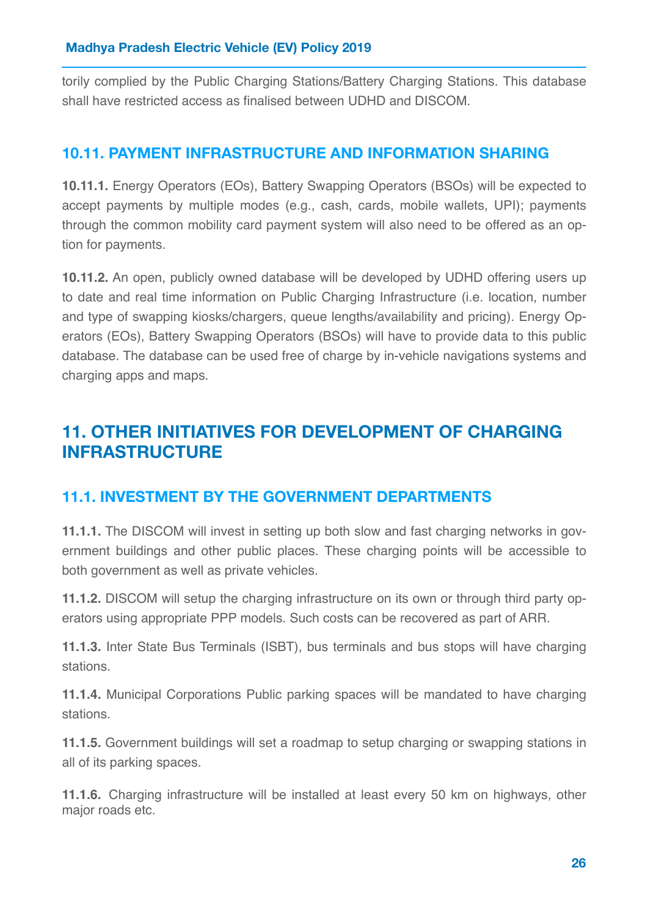torily complied by the Public Charging Stations/Battery Charging Stations. This database shall have restricted access as finalised between UDHD and DISCOM.

### 10.11. PAYMENT INFRASTRUCTURE AND INFORMATION SHARING

**10.11.1.** Energy Operators (EOs), Battery Swapping Operators (BSOs) will be expected to accept payments by multiple modes (e.g., cash, cards, mobile wallets, UPI); payments through the common mobility card payment system will also need to be offered as an option for payments.

**10.11.2.** An open, publicly owned database will be developed by UDHD offering users up to date and real time information on Public Charging Infrastructure (i.e. location, number and type of swapping kiosks/chargers, queue lengths/availability and pricing). Energy Operators (EOs), Battery Swapping Operators (BSOs) will have to provide data to this public database. The database can be used free of charge by in-vehicle navigations systems and charging apps and maps.

## 11. OTHER INITIATIVES FOR DEVELOPMENT OF CHARGING INFRASTRUCTURE

### 11.1. INVESTMENT BY THE GOVERNMENT DEPARTMENTS

**11.1.1.** The DISCOM will invest in setting up both slow and fast charging networks in government buildings and other public places. These charging points will be accessible to both government as well as private vehicles.

**11.1.2.** DISCOM will setup the charging infrastructure on its own or through third party operators using appropriate PPP models. Such costs can be recovered as part of ARR.

**11.1.3.** Inter State Bus Terminals (ISBT), bus terminals and bus stops will have charging stations.

**11.1.4.** Municipal Corporations Public parking spaces will be mandated to have charging stations.

**11.1.5.** Government buildings will set a roadmap to setup charging or swapping stations in all of its parking spaces.

**11.1.6.** Charging infrastructure will be installed at least every 50 km on highways, other major roads etc.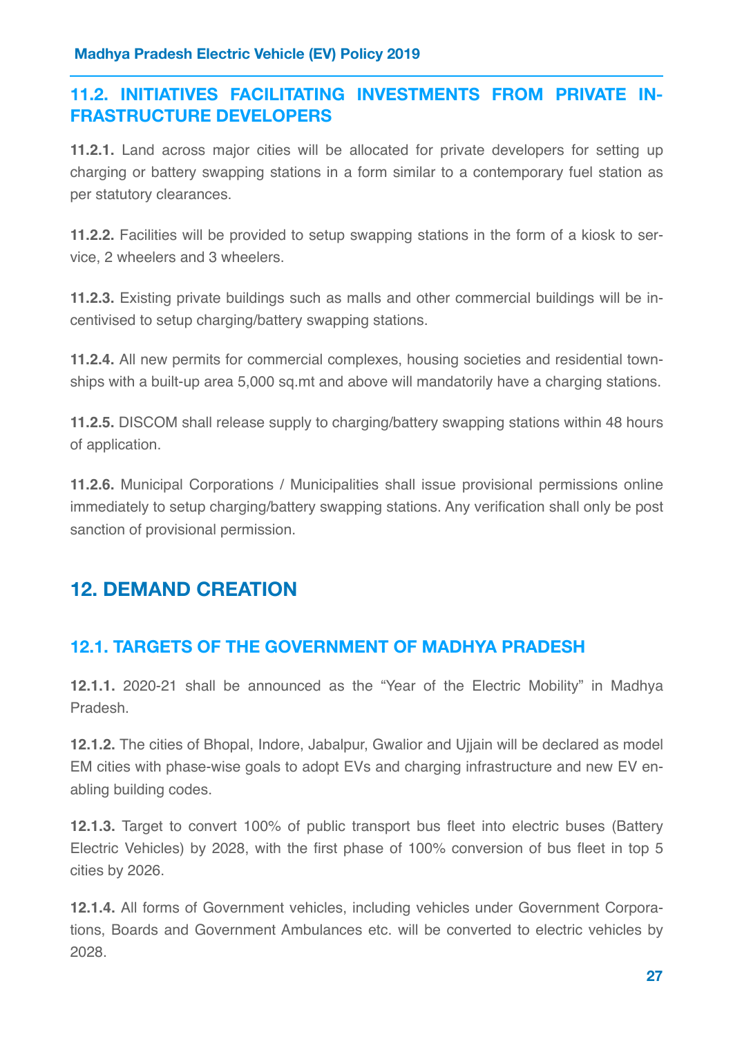### 11.2. INITIATIVES FACILITATING INVESTMENTS FROM PRIVATE INFRASTRUCTURE DEVELOPERS

**11.2.1.** Land across major cities will be allocated for private developers for setting up charging or battery swapping stations in a form similar to a contemporary fuel station as per statutory clearances.

**11.2.2.** Facilities will be provided to setup swapping stations in the form of a kiosk to service, 2 wheelers and 3 wheelers.

**11.2.3.** Existing private buildings such as malls and other commercial buildings will be incentivised to setup charging/battery swapping stations.

**11.2.4.** All new permits for commercial complexes, housing societies and residential townships with a built-up area 5,000 sq.mt and above will mandatorily have a charging stations.

**11.2.5.** DISCOM shall release supply to charging/battery swapping stations within 48 hours of application.

**11.2.6.** Municipal Corporations / Municipalities shall issue provisional permissions online immediately to setup charging/battery swapping stations. Any verification shall only be post sanction of provisional permission.

## 12. DEMAND CREATION

### 12.1. TARGETS OF THE GOVERNMENT OF MADHYA PRADESH

**12.1.1.** 2020-21 shall be announced as the "Year of the Electric Mobility" in Madhya Pradesh.

**12.1.2.** The cities of Bhopal, Indore, Jabalpur, Gwalior and Ujjain will be declared as model EM cities with phase-wise goals to adopt EVs and charging infrastructure and new EV enabling building codes.

**12.1.3.** Target to convert 100% of public transport bus fleet into electric buses (Battery Electric Vehicles) by 2028, with the first phase of 100% conversion of bus fleet in top 5 cities by 2026.

**12.1.4.** All forms of Government vehicles, including vehicles under Government Corporations, Boards and Government Ambulances etc. will be converted to electric vehicles by 2028.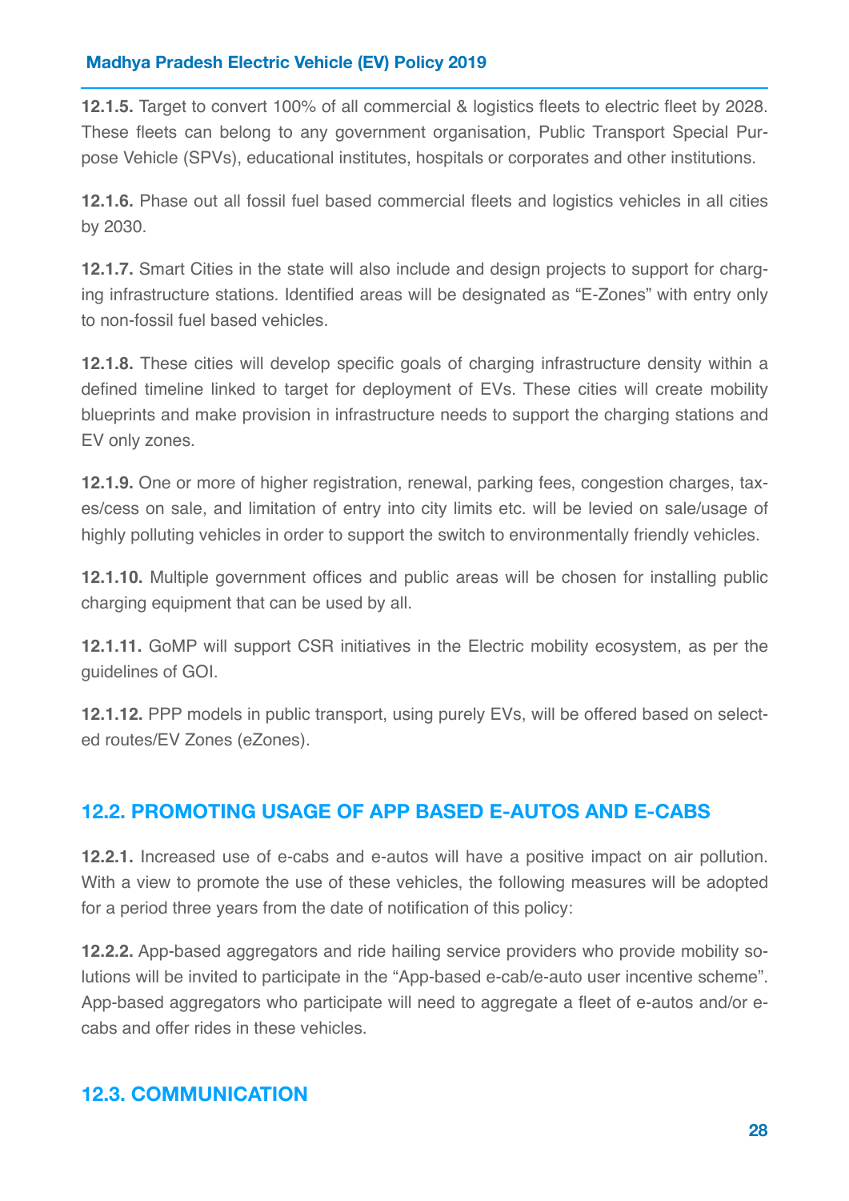**12.1.5.** Target to convert 100% of all commercial & logistics fleets to electric fleet by 2028. These fleets can belong to any government organisation, Public Transport Special Purpose Vehicle (SPVs), educational institutes, hospitals or corporates and other institutions.

**12.1.6.** Phase out all fossil fuel based commercial fleets and logistics vehicles in all cities by 2030.

**12.1.7.** Smart Cities in the state will also include and design projects to support for charging infrastructure stations. Identified areas will be designated as "E-Zones" with entry only to non-fossil fuel based vehicles.

**12.1.8.** These cities will develop specific goals of charging infrastructure density within a defined timeline linked to target for deployment of EVs. These cities will create mobility blueprints and make provision in infrastructure needs to support the charging stations and EV only zones.

**12.1.9.** One or more of higher registration, renewal, parking fees, congestion charges, taxes/cess on sale, and limitation of entry into city limits etc. will be levied on sale/usage of highly polluting vehicles in order to support the switch to environmentally friendly vehicles.

**12.1.10.** Multiple government offices and public areas will be chosen for installing public charging equipment that can be used by all.

**12.1.11.** GoMP will support CSR initiatives in the Electric mobility ecosystem, as per the guidelines of GOI.

**12.1.12.** PPP models in public transport, using purely EVs, will be offered based on selected routes/EV Zones (eZones).

## 12.2. PROMOTING USAGE OF APP BASED E-AUTOS AND E-CABS

**12.2.1.** Increased use of e-cabs and e-autos will have a positive impact on air pollution. With a view to promote the use of these vehicles, the following measures will be adopted for a period three years from the date of notification of this policy:

**12.2.2.** App-based aggregators and ride hailing service providers who provide mobility solutions will be invited to participate in the "App-based e-cab/e-auto user incentive scheme". App-based aggregators who participate will need to aggregate a fleet of e-autos and/or e-cabs and offer rides in these vehicles.

## 12.3. COMMUNICATION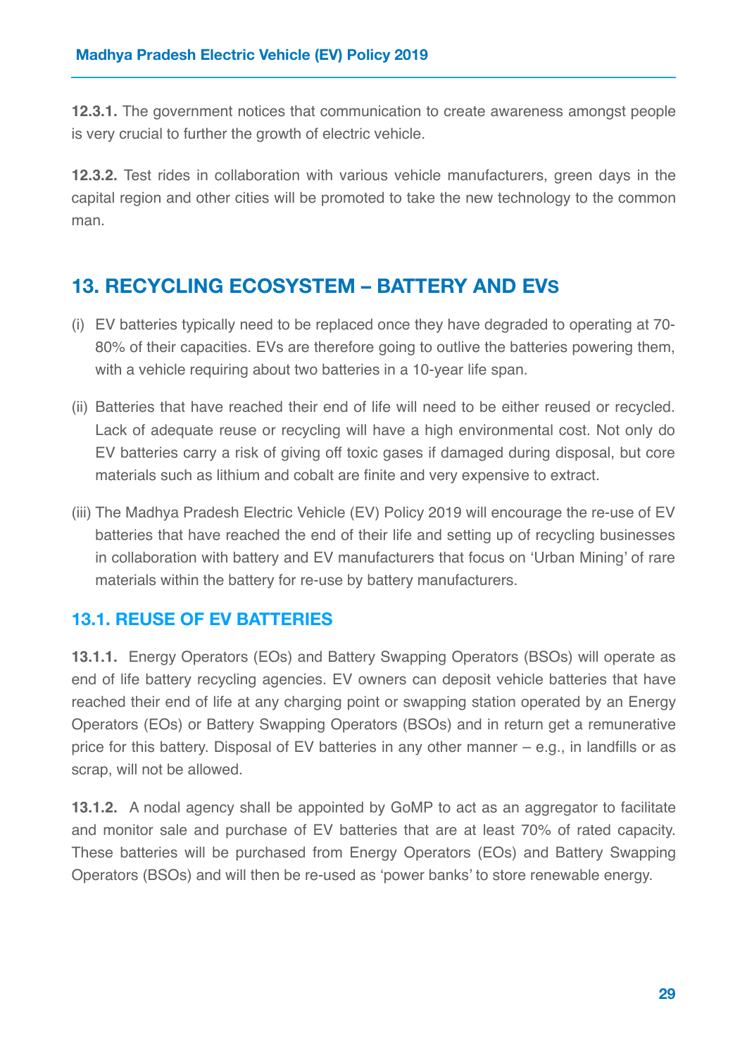**12.3.1.** The government notices that communication to create awareness amongst people is very crucial to further the growth of electric vehicle.

**12.3.2.** Test rides in collaboration with various vehicle manufacturers, green days in the capital region and other cities will be promoted to take the new technology to the common man.

## 13. RECYCLING ECOSYSTEM – BATTERY AND EVS

(i) EV batteries typically need to be replaced once they have degraded to operating at 70-80% of their capacities. EVs are therefore going to outlive the batteries powering them, with a vehicle requiring about two batteries in a 10-year life span.

(ii) Batteries that have reached their end of life will need to be either reused or recycled. Lack of adequate reuse or recycling will have a high environmental cost. Not only do EV batteries carry a risk of giving off toxic gases if damaged during disposal, but core materials such as lithium and cobalt are finite and very expensive to extract.

(iii) The Madhya Pradesh Electric Vehicle (EV) Policy 2019 will encourage the re-use of EV batteries that have reached the end of their life and setting up of recycling businesses in collaboration with battery and EV manufacturers that focus on 'Urban Mining' of rare materials within the battery for re-use by battery manufacturers.

### 13.1. REUSE OF EV BATTERIES

**13.1.1.** Energy Operators (EOs) and Battery Swapping Operators (BSOs) will operate as end of life battery recycling agencies. EV owners can deposit vehicle batteries that have reached their end of life at any charging point or swapping station operated by an Energy Operators (EOs) or Battery Swapping Operators (BSOs) and in return get a remunerative price for this battery. Disposal of EV batteries in any other manner – e.g., in landfills or as scrap, will not be allowed.

**13.1.2.** A nodal agency shall be appointed by GoMP to act as an aggregator to facilitate and monitor sale and purchase of EV batteries that are at least 70% of rated capacity. These batteries will be purchased from Energy Operators (EOs) and Battery Swapping Operators (BSOs) and will then be re-used as 'power banks' to store renewable energy.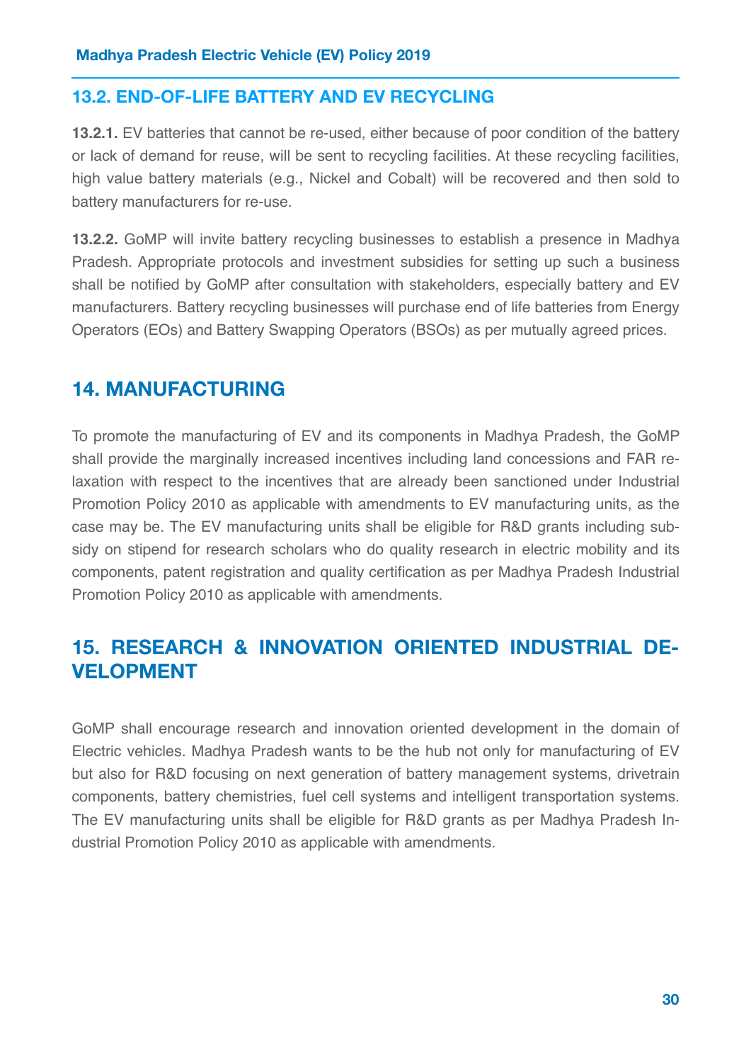## 13.2. END-OF-LIFE BATTERY AND EV RECYCLING

**13.2.1.** EV batteries that cannot be re-used, either because of poor condition of the battery or lack of demand for reuse, will be sent to recycling facilities. At these recycling facilities, high value battery materials (e.g., Nickel and Cobalt) will be recovered and then sold to battery manufacturers for re-use.

**13.2.2.** GoMP will invite battery recycling businesses to establish a presence in Madhya Pradesh. Appropriate protocols and investment subsidies for setting up such a business shall be notified by GoMP after consultation with stakeholders, especially battery and EV manufacturers. Battery recycling businesses will purchase end of life batteries from Energy Operators (EOs) and Battery Swapping Operators (BSOs) as per mutually agreed prices.

# 14. MANUFACTURING

To promote the manufacturing of EV and its components in Madhya Pradesh, the GoMP shall provide the marginally increased incentives including land concessions and FAR relaxation with respect to the incentives that are already been sanctioned under Industrial Promotion Policy 2010 as applicable with amendments to EV manufacturing units, as the case may be. The EV manufacturing units shall be eligible for R&D grants including subsidy on stipend for research scholars who do quality research in electric mobility and its components, patent registration and quality certification as per Madhya Pradesh Industrial Promotion Policy 2010 as applicable with amendments.

# 15. RESEARCH & INNOVATION ORIENTED INDUSTRIAL DEVELOPMENT

GoMP shall encourage research and innovation oriented development in the domain of Electric vehicles. Madhya Pradesh wants to be the hub not only for manufacturing of EV but also for R&D focusing on next generation of battery management systems, drivetrain components, battery chemistries, fuel cell systems and intelligent transportation systems. The EV manufacturing units shall be eligible for R&D grants as per Madhya Pradesh Industrial Promotion Policy 2010 as applicable with amendments.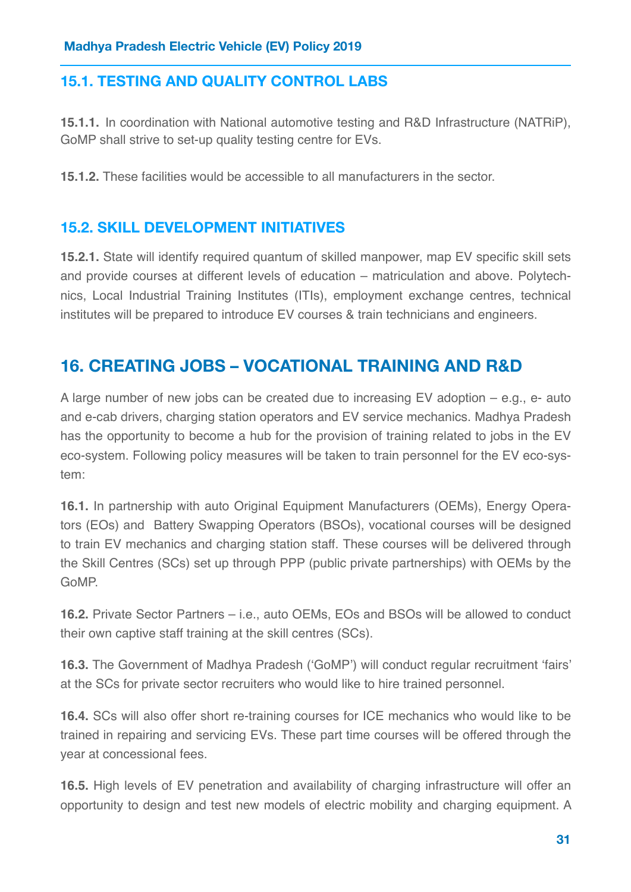## 15.1. TESTING AND QUALITY CONTROL LABS

**15.1.1.** In coordination with National automotive testing and R&D Infrastructure (NATRiP), GoMP shall strive to set-up quality testing centre for EVs.

**15.1.2.** These facilities would be accessible to all manufacturers in the sector.

## 15.2. SKILL DEVELOPMENT INITIATIVES

**15.2.1.** State will identify required quantum of skilled manpower, map EV specific skill sets and provide courses at different levels of education – matriculation and above. Polytechnics, Local Industrial Training Institutes (ITIs), employment exchange centres, technical institutes will be prepared to introduce EV courses & train technicians and engineers.

# 16. CREATING JOBS – VOCATIONAL TRAINING AND R&D

A large number of new jobs can be created due to increasing EV adoption – e.g., e- auto and e-cab drivers, charging station operators and EV service mechanics. Madhya Pradesh has the opportunity to become a hub for the provision of training related to jobs in the EV eco-system. Following policy measures will be taken to train personnel for the EV eco-system:

**16.1.** In partnership with auto Original Equipment Manufacturers (OEMs), Energy Operators (EOs) and Battery Swapping Operators (BSOs), vocational courses will be designed to train EV mechanics and charging station staff. These courses will be delivered through the Skill Centres (SCs) set up through PPP (public private partnerships) with OEMs by the GoMP.

**16.2.** Private Sector Partners – i.e., auto OEMs, EOs and BSOs will be allowed to conduct their own captive staff training at the skill centres (SCs).

**16.3.** The Government of Madhya Pradesh ('GoMP') will conduct regular recruitment 'fairs' at the SCs for private sector recruiters who would like to hire trained personnel.

**16.4.** SCs will also offer short re-training courses for ICE mechanics who would like to be trained in repairing and servicing EVs. These part time courses will be offered through the year at concessional fees.

**16.5.** High levels of EV penetration and availability of charging infrastructure will offer an opportunity to design and test new models of electric mobility and charging equipment. A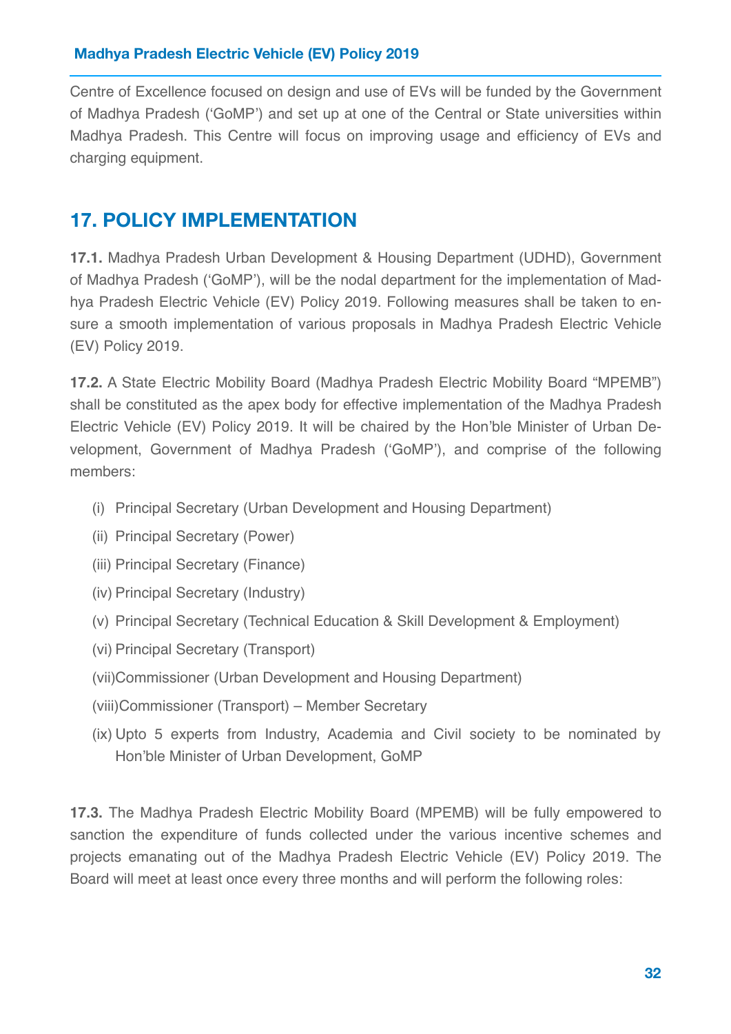Centre of Excellence focused on design and use of EVs will be funded by the Government of Madhya Pradesh ('GoMP') and set up at one of the Central or State universities within Madhya Pradesh. This Centre will focus on improving usage and efficiency of EVs and charging equipment.

## 17. POLICY IMPLEMENTATION

**17.1.** Madhya Pradesh Urban Development & Housing Department (UDHD), Government of Madhya Pradesh ('GoMP'), will be the nodal department for the implementation of Madhya Pradesh Electric Vehicle (EV) Policy 2019. Following measures shall be taken to ensure a smooth implementation of various proposals in Madhya Pradesh Electric Vehicle (EV) Policy 2019.

**17.2.** A State Electric Mobility Board (Madhya Pradesh Electric Mobility Board "MPEMB") shall be constituted as the apex body for effective implementation of the Madhya Pradesh Electric Vehicle (EV) Policy 2019. It will be chaired by the Hon'ble Minister of Urban Development, Government of Madhya Pradesh ('GoMP'), and comprise of the following members:

(i) Principal Secretary (Urban Development and Housing Department)

(ii) Principal Secretary (Power)

(iii) Principal Secretary (Finance)

(iv) Principal Secretary (Industry)

(v) Principal Secretary (Technical Education & Skill Development & Employment)

(vi) Principal Secretary (Transport)

(vii) Commissioner (Urban Development and Housing Department)

(viii) Commissioner (Transport) – Member Secretary

(ix) Upto 5 experts from Industry, Academia and Civil society to be nominated by Hon'ble Minister of Urban Development, GoMP

**17.3.** The Madhya Pradesh Electric Mobility Board (MPEMB) will be fully empowered to sanction the expenditure of funds collected under the various incentive schemes and projects emanating out of the Madhya Pradesh Electric Vehicle (EV) Policy 2019. The Board will meet at least once every three months and will perform the following roles: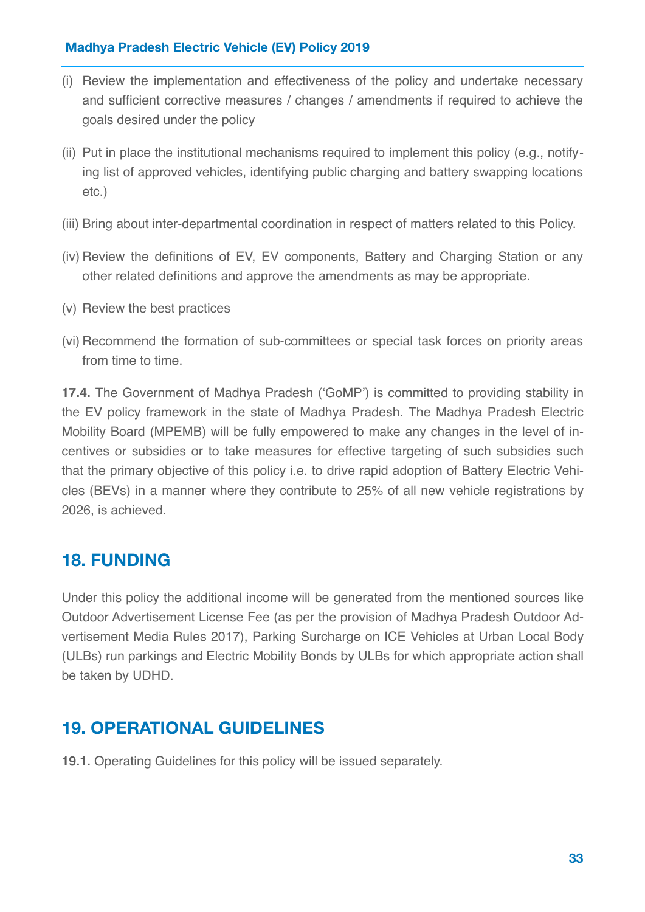(i) Review the implementation and effectiveness of the policy and undertake necessary and sufficient corrective measures / changes / amendments if required to achieve the goals desired under the policy

(ii) Put in place the institutional mechanisms required to implement this policy (e.g., notifying list of approved vehicles, identifying public charging and battery swapping locations etc.)

(iii) Bring about inter-departmental coordination in respect of matters related to this Policy.

(iv) Review the definitions of EV, EV components, Battery and Charging Station or any other related definitions and approve the amendments as may be appropriate.

(v) Review the best practices

(vi) Recommend the formation of sub-committees or special task forces on priority areas from time to time.

**17.4.** The Government of Madhya Pradesh ('GoMP') is committed to providing stability in the EV policy framework in the state of Madhya Pradesh. The Madhya Pradesh Electric Mobility Board (MPEMB) will be fully empowered to make any changes in the level of incentives or subsidies or to take measures for effective targeting of such subsidies such that the primary objective of this policy i.e. to drive rapid adoption of Battery Electric Vehicles (BEVs) in a manner where they contribute to 25% of all new vehicle registrations by 2026, is achieved.

## 18. FUNDING

Under this policy the additional income will be generated from the mentioned sources like Outdoor Advertisement License Fee (as per the provision of Madhya Pradesh Outdoor Advertisement Media Rules 2017), Parking Surcharge on ICE Vehicles at Urban Local Body (ULBs) run parkings and Electric Mobility Bonds by ULBs for which appropriate action shall be taken by UDHD.

## 19. OPERATIONAL GUIDELINES

**19.1.** Operating Guidelines for this policy will be issued separately.